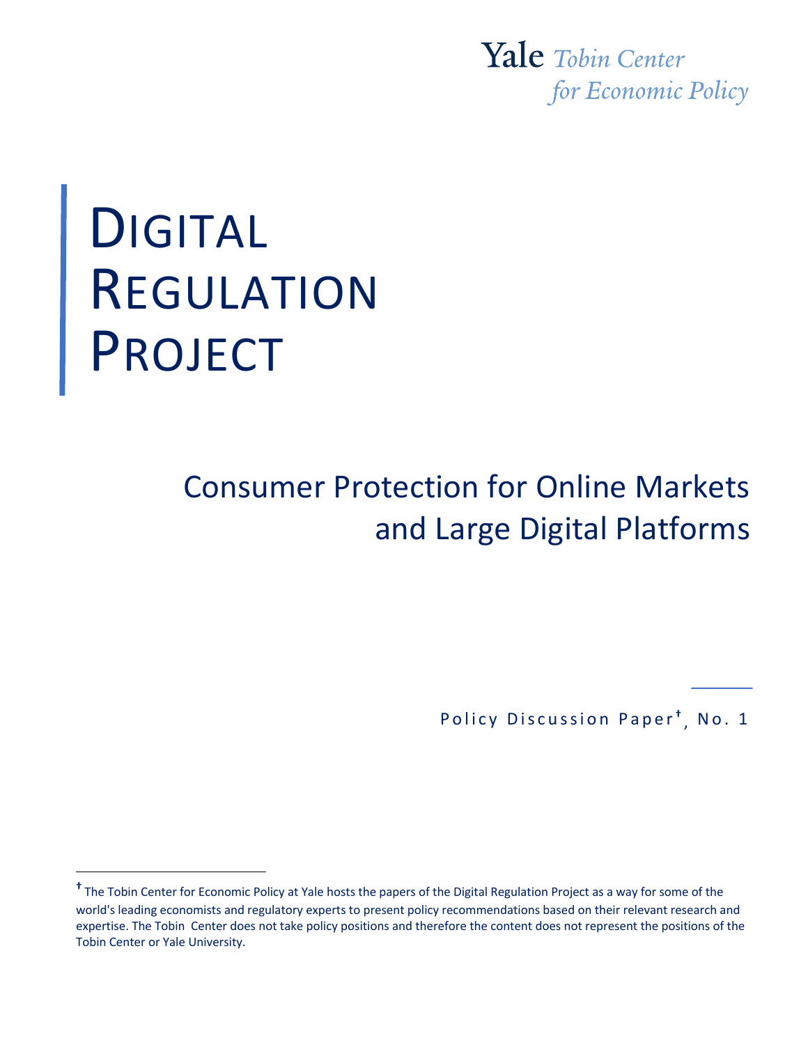Yale Tobin Center for Economic Policy

# DIGITAL REGULATION PROJECT

## Consumer Protection for Online Markets and Large Digital Platforms

Policy Discussion Paper[†], No. 1

[†] The Tobin Center for Economic Policy at Yale hosts the papers of the Digital Regulation Project as a way for some of the world's leading economists and regulatory experts to present policy recommendations based on their relevant research and expertise. The Tobin Center does not take policy positions and therefore the content does not represent the positions of the Tobin Center or Yale University.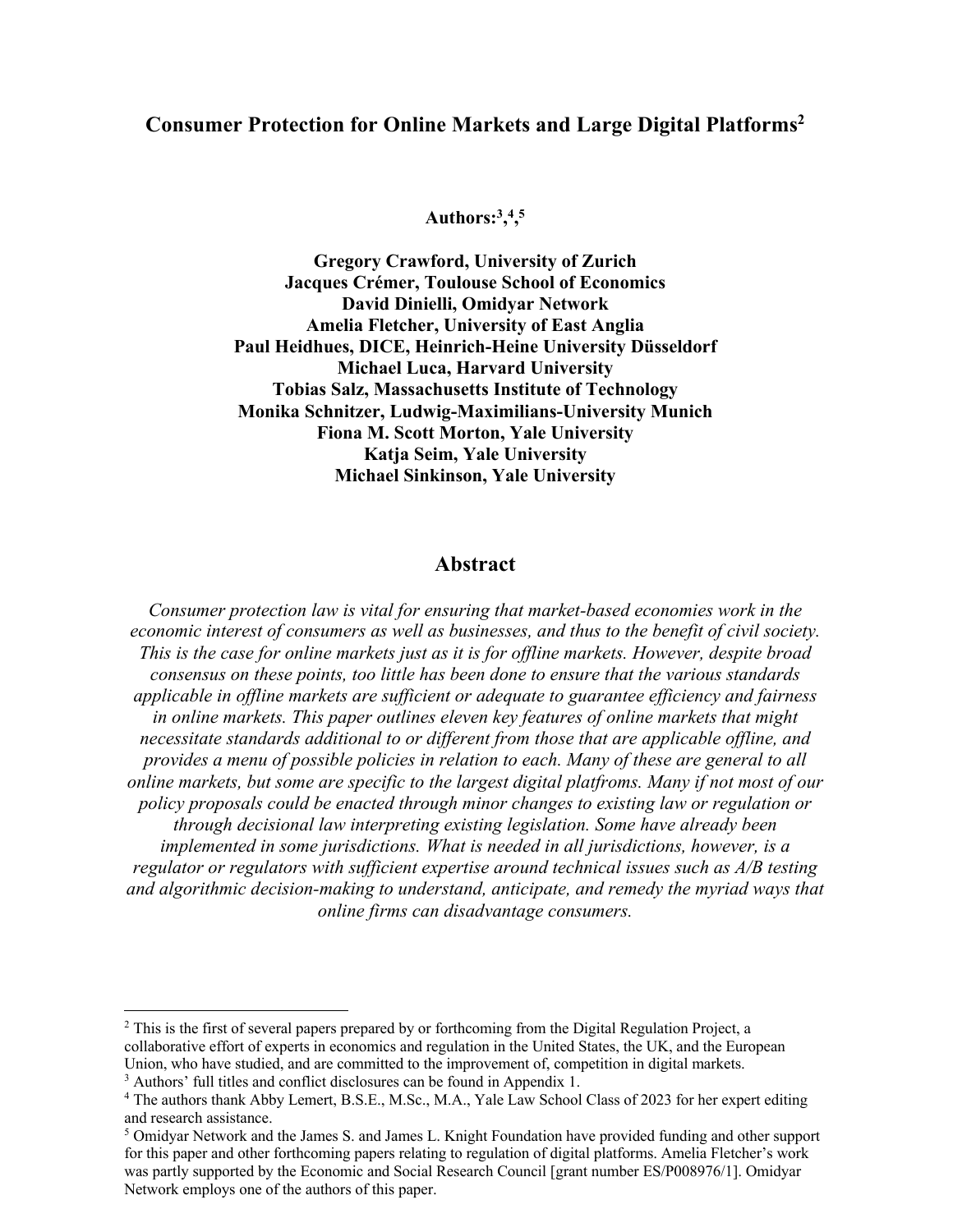# Consumer Protection for Online Markets and Large Digital Platforms[2]

**Authors:[3],[4],[5]**

**Gregory Crawford, University of Zurich**
**Jacques Crémer, Toulouse School of Economics**
**David Dinielli, Omidyar Network**
**Amelia Fletcher, University of East Anglia**
**Paul Heidhues, DICE, Heinrich-Heine University Düsseldorf**
**Michael Luca, Harvard University**
**Tobias Salz, Massachusetts Institute of Technology**
**Monika Schnitzer, Ludwig-Maximilians-University Munich**
**Fiona M. Scott Morton, Yale University**
**Katja Seim, Yale University**
**Michael Sinkinson, Yale University**

## Abstract

*Consumer protection law is vital for ensuring that market-based economies work in the economic interest of consumers as well as businesses, and thus to the benefit of civil society. This is the case for online markets just as it is for offline markets. However, despite broad consensus on these points, too little has been done to ensure that the various standards applicable in offline markets are sufficient or adequate to guarantee efficiency and fairness in online markets. This paper outlines eleven key features of online markets that might necessitate standards additional to or different from those that are applicable offline, and provides a menu of possible policies in relation to each. Many of these are general to all online markets, but some are specific to the largest digital platfroms. Many if not most of our policy proposals could be enacted through minor changes to existing law or regulation or through decisional law interpreting existing legislation. Some have already been implemented in some jurisdictions. What is needed in all jurisdictions, however, is a regulator or regulators with sufficient expertise around technical issues such as A/B testing and algorithmic decision-making to understand, anticipate, and remedy the myriad ways that online firms can disadvantage consumers.*

---

[2] This is the first of several papers prepared by or forthcoming from the Digital Regulation Project, a collaborative effort of experts in economics and regulation in the United States, the UK, and the European Union, who have studied, and are committed to the improvement of, competition in digital markets.

[3] Authors' full titles and conflict disclosures can be found in Appendix 1.

[4] The authors thank Abby Lemert, B.S.E., M.Sc., M.A., Yale Law School Class of 2023 for her expert editing and research assistance.

[5] Omidyar Network and the James S. and James L. Knight Foundation have provided funding and other support for this paper and other forthcoming papers relating to regulation of digital platforms. Amelia Fletcher's work was partly supported by the Economic and Social Research Council [grant number ES/P008976/1]. Omidyar Network employs one of the authors of this paper.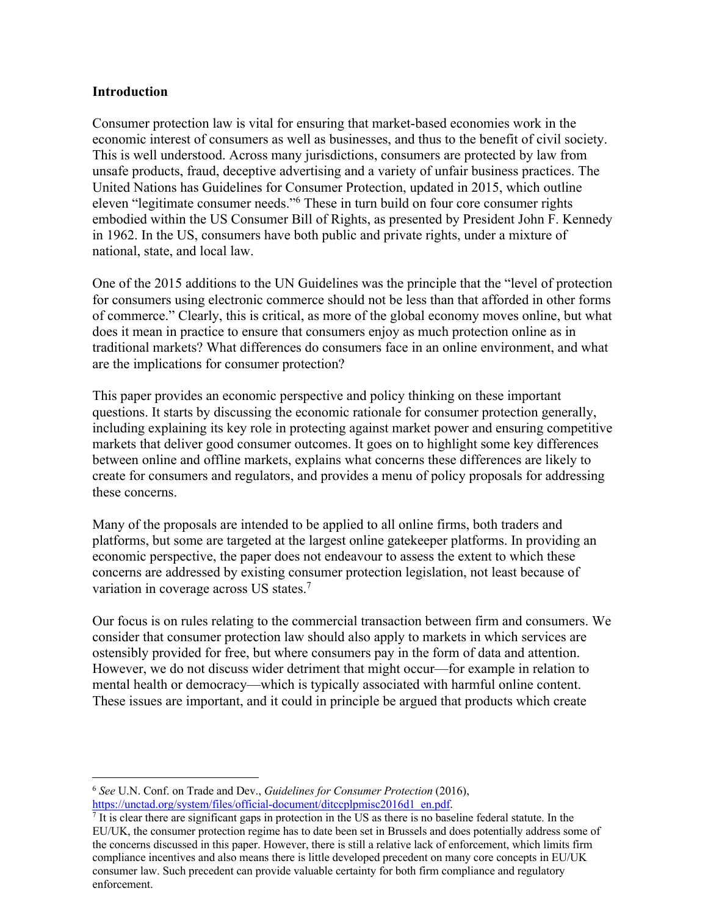## Introduction

Consumer protection law is vital for ensuring that market-based economies work in the economic interest of consumers as well as businesses, and thus to the benefit of civil society. This is well understood. Across many jurisdictions, consumers are protected by law from unsafe products, fraud, deceptive advertising and a variety of unfair business practices. The United Nations has Guidelines for Consumer Protection, updated in 2015, which outline eleven "legitimate consumer needs."[6] These in turn build on four core consumer rights embodied within the US Consumer Bill of Rights, as presented by President John F. Kennedy in 1962. In the US, consumers have both public and private rights, under a mixture of national, state, and local law.

One of the 2015 additions to the UN Guidelines was the principle that the "level of protection for consumers using electronic commerce should not be less than that afforded in other forms of commerce." Clearly, this is critical, as more of the global economy moves online, but what does it mean in practice to ensure that consumers enjoy as much protection online as in traditional markets? What differences do consumers face in an online environment, and what are the implications for consumer protection?

This paper provides an economic perspective and policy thinking on these important questions. It starts by discussing the economic rationale for consumer protection generally, including explaining its key role in protecting against market power and ensuring competitive markets that deliver good consumer outcomes. It goes on to highlight some key differences between online and offline markets, explains what concerns these differences are likely to create for consumers and regulators, and provides a menu of policy proposals for addressing these concerns.

Many of the proposals are intended to be applied to all online firms, both traders and platforms, but some are targeted at the largest online gatekeeper platforms. In providing an economic perspective, the paper does not endeavour to assess the extent to which these concerns are addressed by existing consumer protection legislation, not least because of variation in coverage across US states.[7]

Our focus is on rules relating to the commercial transaction between firm and consumers. We consider that consumer protection law should also apply to markets in which services are ostensibly provided for free, but where consumers pay in the form of data and attention. However, we do not discuss wider detriment that might occur—for example in relation to mental health or democracy—which is typically associated with harmful online content. These issues are important, and it could in principle be argued that products which create

---

[6] *See* U.N. Conf. on Trade and Dev., *Guidelines for Consumer Protection* (2016), https://unctad.org/system/files/official-document/ditccplpmisc2016d1_en.pdf.

[7] It is clear there are significant gaps in protection in the US as there is no baseline federal statute. In the EU/UK, the consumer protection regime has to date been set in Brussels and does potentially address some of the concerns discussed in this paper. However, there is still a relative lack of enforcement, which limits firm compliance incentives and also means there is little developed precedent on many core concepts in EU/UK consumer law. Such precedent can provide valuable certainty for both firm compliance and regulatory enforcement.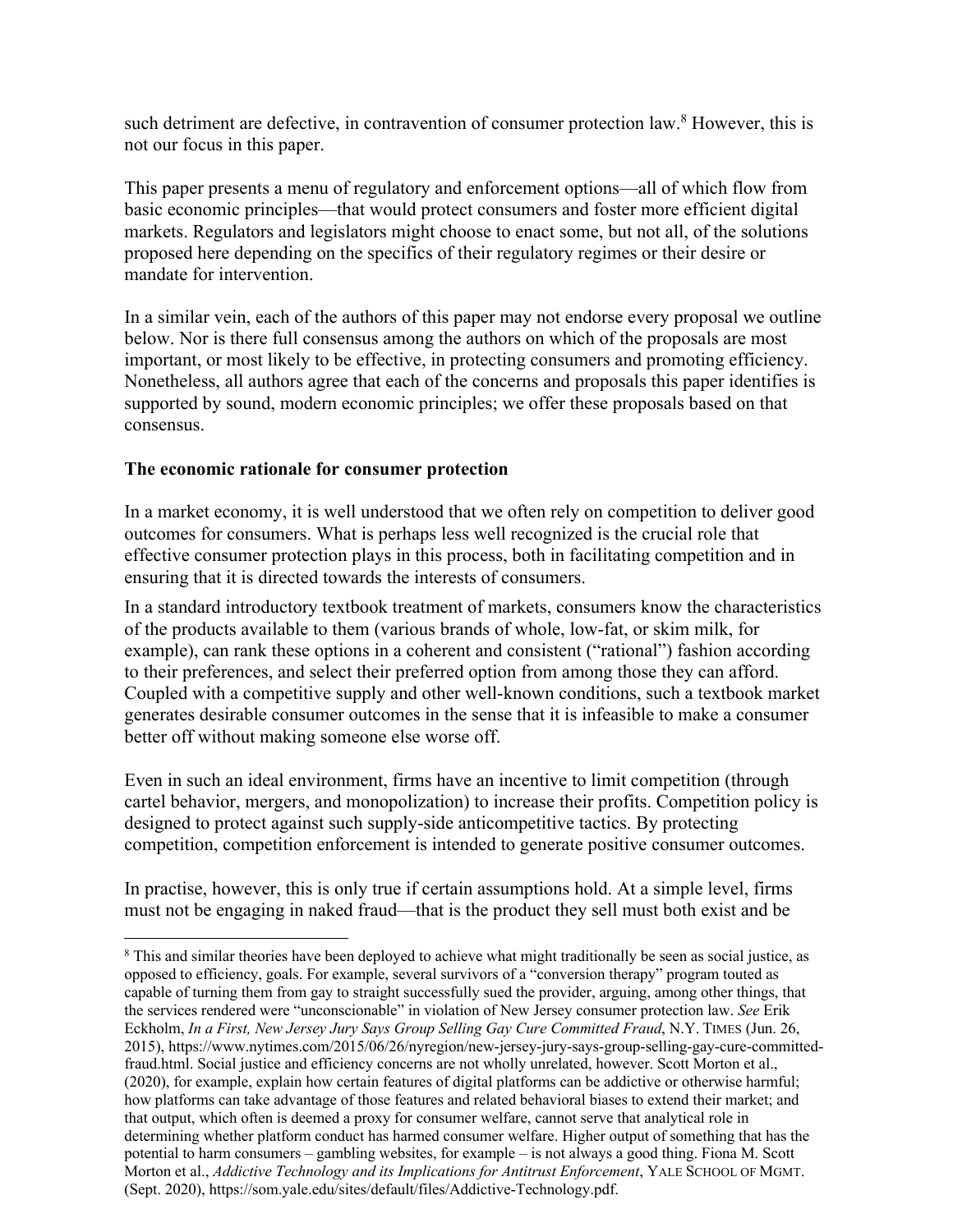such detriment are defective, in contravention of consumer protection law.[8] However, this is not our focus in this paper.

This paper presents a menu of regulatory and enforcement options—all of which flow from basic economic principles—that would protect consumers and foster more efficient digital markets. Regulators and legislators might choose to enact some, but not all, of the solutions proposed here depending on the specifics of their regulatory regimes or their desire or mandate for intervention.

In a similar vein, each of the authors of this paper may not endorse every proposal we outline below. Nor is there full consensus among the authors on which of the proposals are most important, or most likely to be effective, in protecting consumers and promoting efficiency. Nonetheless, all authors agree that each of the concerns and proposals this paper identifies is supported by sound, modern economic principles; we offer these proposals based on that consensus.

**The economic rationale for consumer protection**

In a market economy, it is well understood that we often rely on competition to deliver good outcomes for consumers. What is perhaps less well recognized is the crucial role that effective consumer protection plays in this process, both in facilitating competition and in ensuring that it is directed towards the interests of consumers.

In a standard introductory textbook treatment of markets, consumers know the characteristics of the products available to them (various brands of whole, low-fat, or skim milk, for example), can rank these options in a coherent and consistent ("rational") fashion according to their preferences, and select their preferred option from among those they can afford. Coupled with a competitive supply and other well-known conditions, such a textbook market generates desirable consumer outcomes in the sense that it is infeasible to make a consumer better off without making someone else worse off.

Even in such an ideal environment, firms have an incentive to limit competition (through cartel behavior, mergers, and monopolization) to increase their profits. Competition policy is designed to protect against such supply-side anticompetitive tactics. By protecting competition, competition enforcement is intended to generate positive consumer outcomes.

In practise, however, this is only true if certain assumptions hold. At a simple level, firms must not be engaging in naked fraud—that is the product they sell must both exist and be

---

[8] This and similar theories have been deployed to achieve what might traditionally be seen as social justice, as opposed to efficiency, goals. For example, several survivors of a "conversion therapy" program touted as capable of turning them from gay to straight successfully sued the provider, arguing, among other things, that the services rendered were "unconscionable" in violation of New Jersey consumer protection law. *See* Erik Eckholm, *In a First, New Jersey Jury Says Group Selling Gay Cure Committed Fraud*, N.Y. TIMES (Jun. 26, 2015), https://www.nytimes.com/2015/06/26/nyregion/new-jersey-jury-says-group-selling-gay-cure-committed-fraud.html. Social justice and efficiency concerns are not wholly unrelated, however. Scott Morton et al., (2020), for example, explain how certain features of digital platforms can be addictive or otherwise harmful; how platforms can take advantage of those features and related behavioral biases to extend their market; and that output, which often is deemed a proxy for consumer welfare, cannot serve that analytical role in determining whether platform conduct has harmed consumer welfare. Higher output of something that has the potential to harm consumers – gambling websites, for example – is not always a good thing. Fiona M. Scott Morton et al., *Addictive Technology and its Implications for Antitrust Enforcement*, YALE SCHOOL OF MGMT. (Sept. 2020), https://som.yale.edu/sites/default/files/Addictive-Technology.pdf.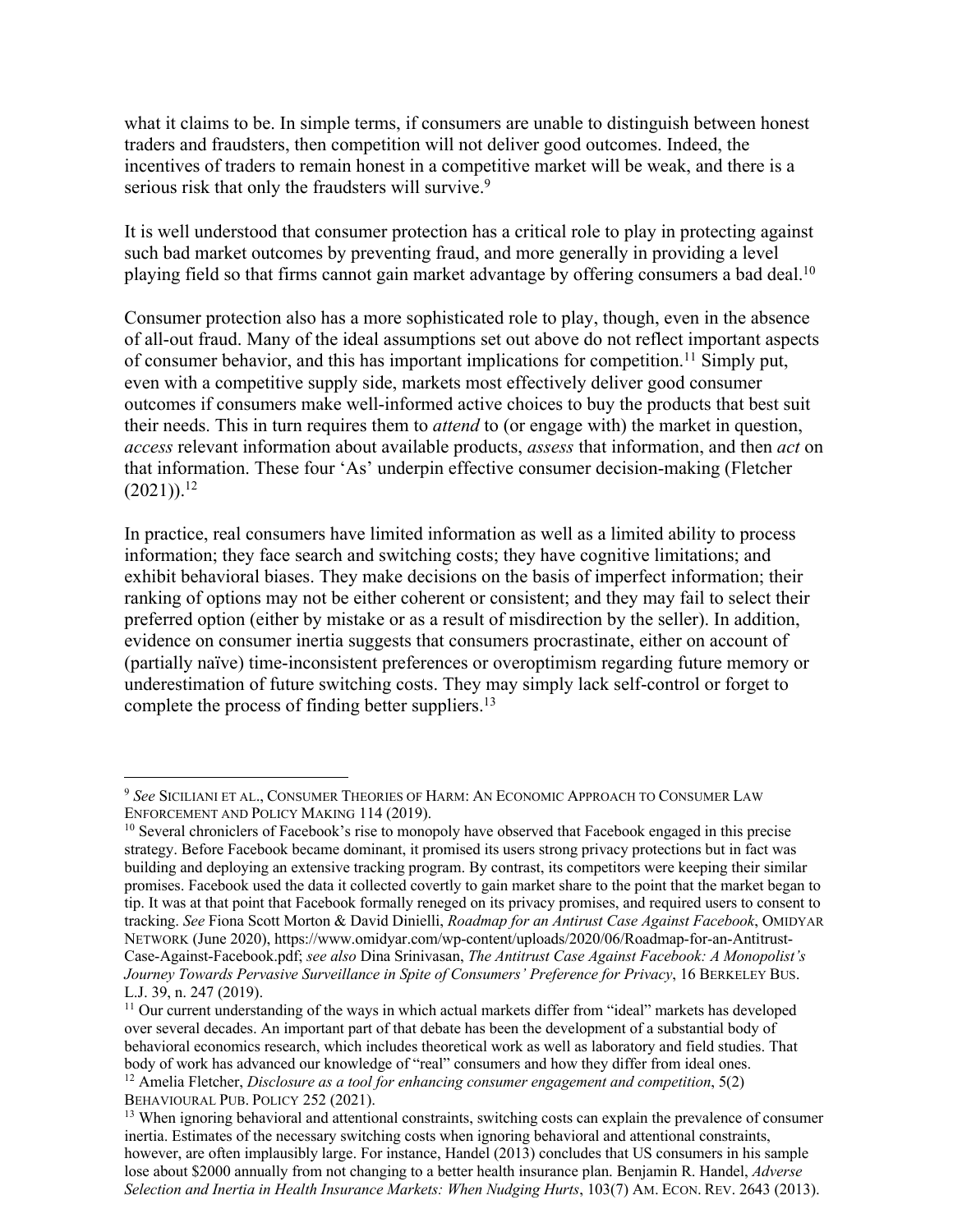what it claims to be. In simple terms, if consumers are unable to distinguish between honest traders and fraudsters, then competition will not deliver good outcomes. Indeed, the incentives of traders to remain honest in a competitive market will be weak, and there is a serious risk that only the fraudsters will survive.[9]

It is well understood that consumer protection has a critical role to play in protecting against such bad market outcomes by preventing fraud, and more generally in providing a level playing field so that firms cannot gain market advantage by offering consumers a bad deal.[10]

Consumer protection also has a more sophisticated role to play, though, even in the absence of all-out fraud. Many of the ideal assumptions set out above do not reflect important aspects of consumer behavior, and this has important implications for competition.[11] Simply put, even with a competitive supply side, markets most effectively deliver good consumer outcomes if consumers make well-informed active choices to buy the products that best suit their needs. This in turn requires them to *attend* to (or engage with) the market in question, *access* relevant information about available products, *assess* that information, and then *act* on that information. These four 'As' underpin effective consumer decision-making (Fletcher (2021)).[12]

In practice, real consumers have limited information as well as a limited ability to process information; they face search and switching costs; they have cognitive limitations; and exhibit behavioral biases. They make decisions on the basis of imperfect information; their ranking of options may not be either coherent or consistent; and they may fail to select their preferred option (either by mistake or as a result of misdirection by the seller). In addition, evidence on consumer inertia suggests that consumers procrastinate, either on account of (partially naïve) time-inconsistent preferences or overoptimism regarding future memory or underestimation of future switching costs. They may simply lack self-control or forget to complete the process of finding better suppliers.[13]

---

[9] *See* SICILIANI ET AL., CONSUMER THEORIES OF HARM: AN ECONOMIC APPROACH TO CONSUMER LAW ENFORCEMENT AND POLICY MAKING 114 (2019).

[10] Several chroniclers of Facebook's rise to monopoly have observed that Facebook engaged in this precise strategy. Before Facebook became dominant, it promised its users strong privacy protections but in fact was building and deploying an extensive tracking program. By contrast, its competitors were keeping their similar promises. Facebook used the data it collected covertly to gain market share to the point that the market began to tip. It was at that point that Facebook formally reneged on its privacy promises, and required users to consent to tracking. *See* Fiona Scott Morton & David Dinielli, *Roadmap for an Antitrust Case Against Facebook*, OMIDYAR NETWORK (June 2020), https://www.omidyar.com/wp-content/uploads/2020/06/Roadmap-for-an-Antitrust-Case-Against-Facebook.pdf; *see also* Dina Srinivasan, *The Antitrust Case Against Facebook: A Monopolist's Journey Towards Pervasive Surveillance in Spite of Consumers' Preference for Privacy*, 16 BERKELEY BUS. L.J. 39, n. 247 (2019).

[11] Our current understanding of the ways in which actual markets differ from "ideal" markets has developed over several decades. An important part of that debate has been the development of a substantial body of behavioral economics research, which includes theoretical work as well as laboratory and field studies. That body of work has advanced our knowledge of "real" consumers and how they differ from ideal ones.

[12] Amelia Fletcher, *Disclosure as a tool for enhancing consumer engagement and competition*, 5(2) BEHAVIOURAL PUB. POLICY 252 (2021).

[13] When ignoring behavioral and attentional constraints, switching costs can explain the prevalence of consumer inertia. Estimates of the necessary switching costs when ignoring behavioral and attentional constraints, however, are often implausibly large. For instance, Handel (2013) concludes that US consumers in his sample lose about $2000 annually from not changing to a better health insurance plan. Benjamin R. Handel, *Adverse Selection and Inertia in Health Insurance Markets: When Nudging Hurts*, 103(7) AM. ECON. REV. 2643 (2013).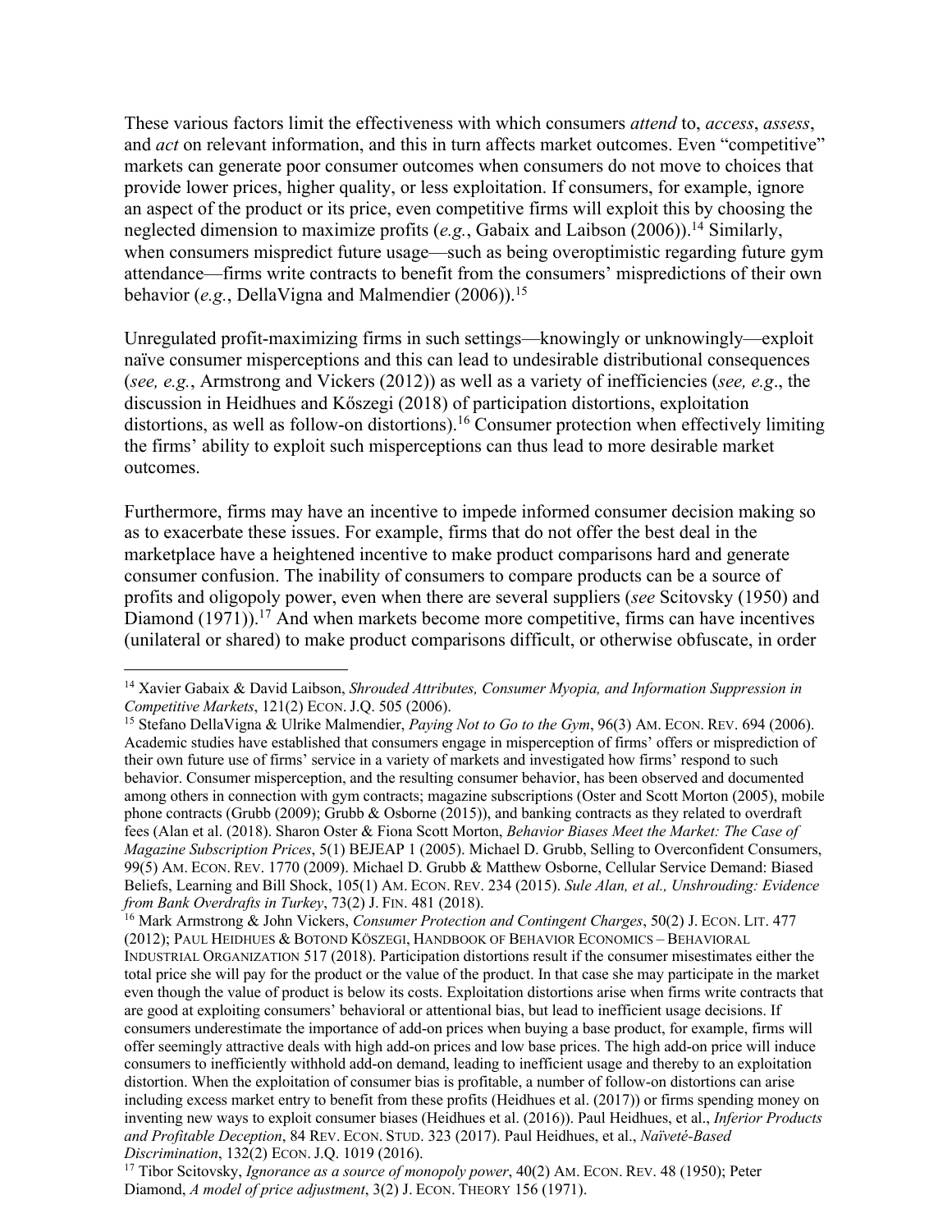These various factors limit the effectiveness with which consumers *attend* to, *access*, *assess*, and *act* on relevant information, and this in turn affects market outcomes. Even "competitive" markets can generate poor consumer outcomes when consumers do not move to choices that provide lower prices, higher quality, or less exploitation. If consumers, for example, ignore an aspect of the product or its price, even competitive firms will exploit this by choosing the neglected dimension to maximize profits (*e.g.*, Gabaix and Laibson (2006)).[14] Similarly, when consumers mispredict future usage—such as being overoptimistic regarding future gym attendance—firms write contracts to benefit from the consumers' mispredictions of their own behavior (*e.g.*, DellaVigna and Malmendier (2006)).[15]

Unregulated profit-maximizing firms in such settings—knowingly or unknowingly—exploit naïve consumer misperceptions and this can lead to undesirable distributional consequences (*see, e.g.*, Armstrong and Vickers (2012)) as well as a variety of inefficiencies (*see, e.g*., the discussion in Heidhues and Kőszegi (2018) of participation distortions, exploitation distortions, as well as follow-on distortions).[16] Consumer protection when effectively limiting the firms' ability to exploit such misperceptions can thus lead to more desirable market outcomes.

Furthermore, firms may have an incentive to impede informed consumer decision making so as to exacerbate these issues. For example, firms that do not offer the best deal in the marketplace have a heightened incentive to make product comparisons hard and generate consumer confusion. The inability of consumers to compare products can be a source of profits and oligopoly power, even when there are several suppliers (*see* Scitovsky (1950) and Diamond (1971)).[17] And when markets become more competitive, firms can have incentives (unilateral or shared) to make product comparisons difficult, or otherwise obfuscate, in order

---

[14] Xavier Gabaix & David Laibson, *Shrouded Attributes, Consumer Myopia, and Information Suppression in Competitive Markets*, 121(2) ECON. J.Q. 505 (2006).

[15] Stefano DellaVigna & Ulrike Malmendier, *Paying Not to Go to the Gym*, 96(3) AM. ECON. REV. 694 (2006). Academic studies have established that consumers engage in misperception of firms' offers or misprediction of their own future use of firms' service in a variety of markets and investigated how firms' respond to such behavior. Consumer misperception, and the resulting consumer behavior, has been observed and documented among others in connection with gym contracts; magazine subscriptions (Oster and Scott Morton (2005), mobile phone contracts (Grubb (2009); Grubb & Osborne (2015)), and banking contracts as they related to overdraft fees (Alan et al. (2018). Sharon Oster & Fiona Scott Morton, *Behavior Biases Meet the Market: The Case of Magazine Subscription Prices*, 5(1) BEJEAP 1 (2005). Michael D. Grubb, Selling to Overconfident Consumers, 99(5) AM. ECON. REV. 1770 (2009). Michael D. Grubb & Matthew Osborne, Cellular Service Demand: Biased Beliefs, Learning and Bill Shock, 105(1) AM. ECON. REV. 234 (2015). *Sule Alan, et al., Unshrouding: Evidence from Bank Overdrafts in Turkey*, 73(2) J. FIN. 481 (2018).

[16] Mark Armstrong & John Vickers, *Consumer Protection and Contingent Charges*, 50(2) J. ECON. LIT. 477 (2012); PAUL HEIDHUES & BOTOND KÖSZEGI, HANDBOOK OF BEHAVIOR ECONOMICS – BEHAVIORAL INDUSTRIAL ORGANIZATION 517 (2018). Participation distortions result if the consumer misestimates either the total price she will pay for the product or the value of the product. In that case she may participate in the market even though the value of product is below its costs. Exploitation distortions arise when firms write contracts that are good at exploiting consumers' behavioral or attentional bias, but lead to inefficient usage decisions. If consumers underestimate the importance of add-on prices when buying a base product, for example, firms will offer seemingly attractive deals with high add-on prices and low base prices. The high add-on price will induce consumers to inefficiently withhold add-on demand, leading to inefficient usage and thereby to an exploitation distortion. When the exploitation of consumer bias is profitable, a number of follow-on distortions can arise including excess market entry to benefit from these profits (Heidhues et al. (2017)) or firms spending money on inventing new ways to exploit consumer biases (Heidhues et al. (2016)). Paul Heidhues, et al., *Inferior Products and Profitable Deception*, 84 REV. ECON. STUD. 323 (2017). Paul Heidhues, et al., *Naïveté-Based Discrimination*, 132(2) ECON. J.Q. 1019 (2016).

[17] Tibor Scitovsky, *Ignorance as a source of monopoly power*, 40(2) AM. ECON. REV. 48 (1950); Peter Diamond, *A model of price adjustment*, 3(2) J. ECON. THEORY 156 (1971).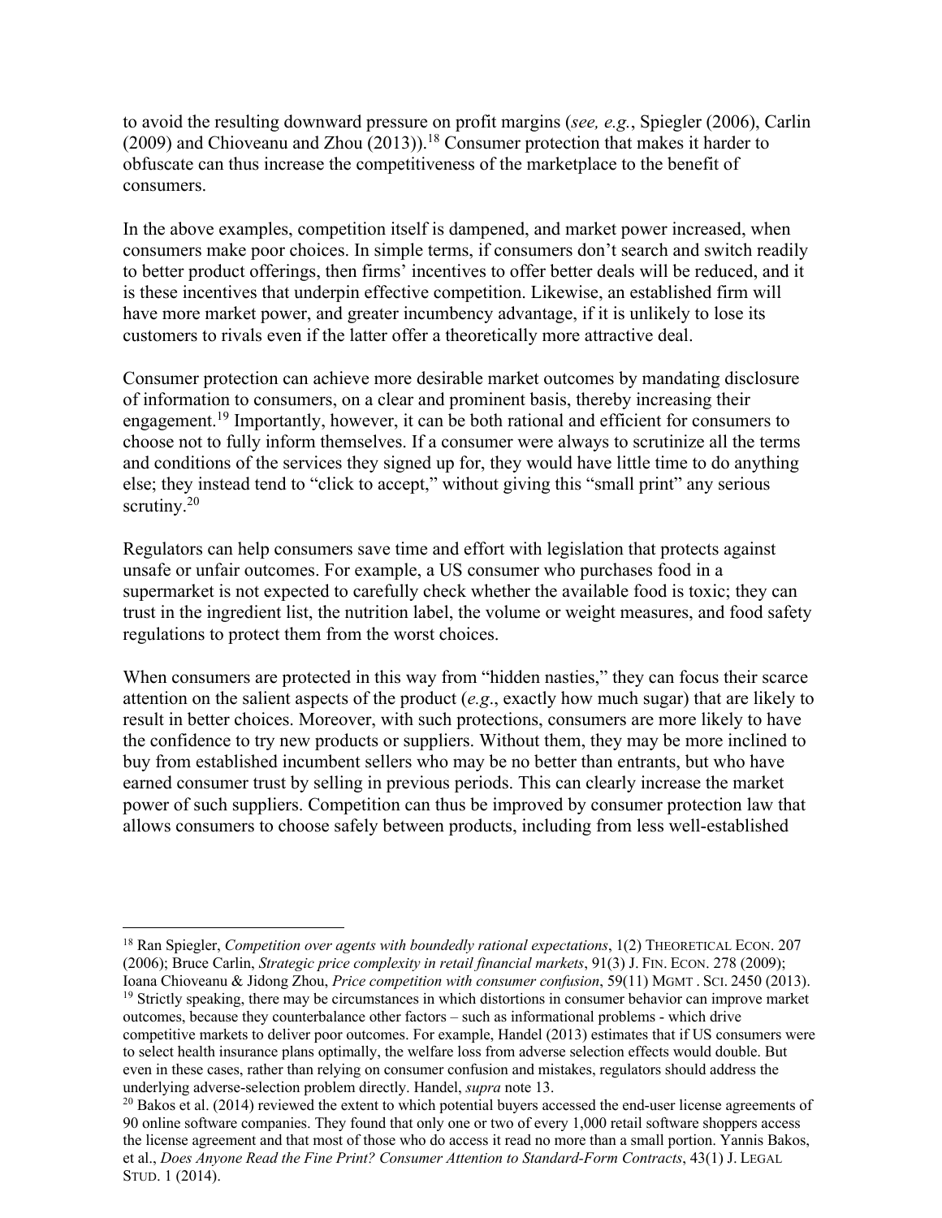to avoid the resulting downward pressure on profit margins (*see, e.g.*, Spiegler (2006), Carlin (2009) and Chioveanu and Zhou (2013)).[18] Consumer protection that makes it harder to obfuscate can thus increase the competitiveness of the marketplace to the benefit of consumers.

In the above examples, competition itself is dampened, and market power increased, when consumers make poor choices. In simple terms, if consumers don't search and switch readily to better product offerings, then firms' incentives to offer better deals will be reduced, and it is these incentives that underpin effective competition. Likewise, an established firm will have more market power, and greater incumbency advantage, if it is unlikely to lose its customers to rivals even if the latter offer a theoretically more attractive deal.

Consumer protection can achieve more desirable market outcomes by mandating disclosure of information to consumers, on a clear and prominent basis, thereby increasing their engagement.[19] Importantly, however, it can be both rational and efficient for consumers to choose not to fully inform themselves. If a consumer were always to scrutinize all the terms and conditions of the services they signed up for, they would have little time to do anything else; they instead tend to "click to accept," without giving this "small print" any serious scrutiny.[20]

Regulators can help consumers save time and effort with legislation that protects against unsafe or unfair outcomes. For example, a US consumer who purchases food in a supermarket is not expected to carefully check whether the available food is toxic; they can trust in the ingredient list, the nutrition label, the volume or weight measures, and food safety regulations to protect them from the worst choices.

When consumers are protected in this way from "hidden nasties," they can focus their scarce attention on the salient aspects of the product (*e.g.*, exactly how much sugar) that are likely to result in better choices. Moreover, with such protections, consumers are more likely to have the confidence to try new products or suppliers. Without them, they may be more inclined to buy from established incumbent sellers who may be no better than entrants, but who have earned consumer trust by selling in previous periods. This can clearly increase the market power of such suppliers. Competition can thus be improved by consumer protection law that allows consumers to choose safely between products, including from less well-established

---

[18] Ran Spiegler, *Competition over agents with boundedly rational expectations*, 1(2) THEORETICAL ECON. 207 (2006); Bruce Carlin, *Strategic price complexity in retail financial markets*, 91(3) J. FIN. ECON. 278 (2009); Ioana Chioveanu & Jidong Zhou, *Price competition with consumer confusion*, 59(11) MGMT . SCI. 2450 (2013).

[19] Strictly speaking, there may be circumstances in which distortions in consumer behavior can improve market outcomes, because they counterbalance other factors – such as informational problems - which drive competitive markets to deliver poor outcomes. For example, Handel (2013) estimates that if US consumers were to select health insurance plans optimally, the welfare loss from adverse selection effects would double. But even in these cases, rather than relying on consumer confusion and mistakes, regulators should address the underlying adverse-selection problem directly. Handel, *supra* note 13.

[20] Bakos et al. (2014) reviewed the extent to which potential buyers accessed the end-user license agreements of 90 online software companies. They found that only one or two of every 1,000 retail software shoppers access the license agreement and that most of those who do access it read no more than a small portion. Yannis Bakos, et al., *Does Anyone Read the Fine Print? Consumer Attention to Standard-Form Contracts*, 43(1) J. LEGAL STUD. 1 (2014).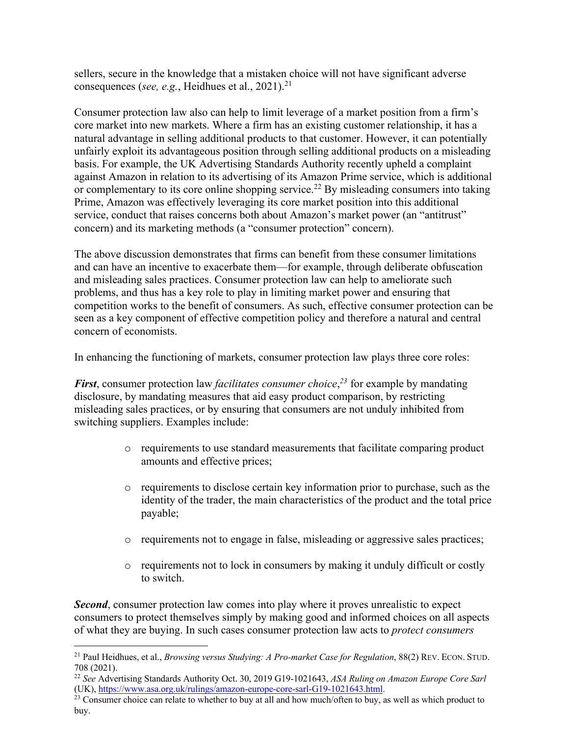sellers, secure in the knowledge that a mistaken choice will not have significant adverse consequences (*see, e.g.*, Heidhues et al., 2021).[21]

Consumer protection law also can help to limit leverage of a market position from a firm's core market into new markets. Where a firm has an existing customer relationship, it has a natural advantage in selling additional products to that customer. However, it can potentially unfairly exploit its advantageous position through selling additional products on a misleading basis. For example, the UK Advertising Standards Authority recently upheld a complaint against Amazon in relation to its advertising of its Amazon Prime service, which is additional or complementary to its core online shopping service.[22] By misleading consumers into taking Prime, Amazon was effectively leveraging its core market position into this additional service, conduct that raises concerns both about Amazon's market power (an "antitrust" concern) and its marketing methods (a "consumer protection" concern).

The above discussion demonstrates that firms can benefit from these consumer limitations and can have an incentive to exacerbate them—for example, through deliberate obfuscation and misleading sales practices. Consumer protection law can help to ameliorate such problems, and thus has a key role to play in limiting market power and ensuring that competition works to the benefit of consumers. As such, effective consumer protection can be seen as a key component of effective competition policy and therefore a natural and central concern of economists.

In enhancing the functioning of markets, consumer protection law plays three core roles:

***First***, consumer protection law *facilitates consumer choice*,[23] for example by mandating disclosure, by mandating measures that aid easy product comparison, by restricting misleading sales practices, or by ensuring that consumers are not unduly inhibited from switching suppliers. Examples include:

- requirements to use standard measurements that facilitate comparing product amounts and effective prices;
- requirements to disclose certain key information prior to purchase, such as the identity of the trader, the main characteristics of the product and the total price payable;
- requirements not to engage in false, misleading or aggressive sales practices;
- requirements not to lock in consumers by making it unduly difficult or costly to switch.

***Second***, consumer protection law comes into play where it proves unrealistic to expect consumers to protect themselves simply by making good and informed choices on all aspects of what they are buying. In such cases consumer protection law acts to *protect consumers*

---

[21] Paul Heidhues, et al., *Browsing versus Studying: A Pro-market Case for Regulation*, 88(2) REV. ECON. STUD. 708 (2021).

[22] *See* Advertising Standards Authority Oct. 30, 2019 G19-1021643, *ASA Ruling on Amazon Europe Core Sarl* (UK), https://www.asa.org.uk/rulings/amazon-europe-core-sarl-G19-1021643.html.

[23] Consumer choice can relate to whether to buy at all and how much/often to buy, as well as which product to buy.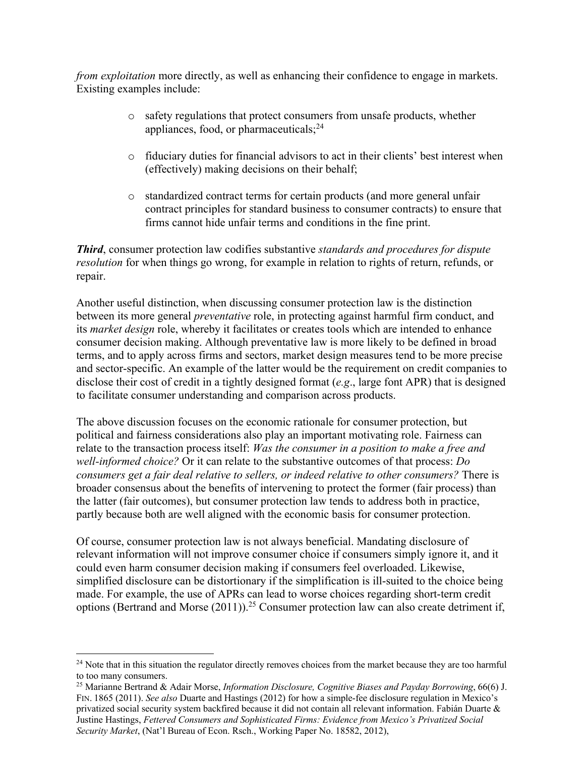*from exploitation* more directly, as well as enhancing their confidence to engage in markets. Existing examples include:

- safety regulations that protect consumers from unsafe products, whether appliances, food, or pharmaceuticals;[24]
- fiduciary duties for financial advisors to act in their clients' best interest when (effectively) making decisions on their behalf;
- standardized contract terms for certain products (and more general unfair contract principles for standard business to consumer contracts) to ensure that firms cannot hide unfair terms and conditions in the fine print.

***Third***, consumer protection law codifies substantive *standards and procedures for dispute resolution* for when things go wrong, for example in relation to rights of return, refunds, or repair.

Another useful distinction, when discussing consumer protection law is the distinction between its more general *preventative* role, in protecting against harmful firm conduct, and its *market design* role, whereby it facilitates or creates tools which are intended to enhance consumer decision making. Although preventative law is more likely to be defined in broad terms, and to apply across firms and sectors, market design measures tend to be more precise and sector-specific. An example of the latter would be the requirement on credit companies to disclose their cost of credit in a tightly designed format (*e.g*., large font APR) that is designed to facilitate consumer understanding and comparison across products.

The above discussion focuses on the economic rationale for consumer protection, but political and fairness considerations also play an important motivating role. Fairness can relate to the transaction process itself: *Was the consumer in a position to make a free and well-informed choice?* Or it can relate to the substantive outcomes of that process: *Do consumers get a fair deal relative to sellers, or indeed relative to other consumers?* There is broader consensus about the benefits of intervening to protect the former (fair process) than the latter (fair outcomes), but consumer protection law tends to address both in practice, partly because both are well aligned with the economic basis for consumer protection.

Of course, consumer protection law is not always beneficial. Mandating disclosure of relevant information will not improve consumer choice if consumers simply ignore it, and it could even harm consumer decision making if consumers feel overloaded. Likewise, simplified disclosure can be distortionary if the simplification is ill-suited to the choice being made. For example, the use of APRs can lead to worse choices regarding short-term credit options (Bertrand and Morse (2011)).[25] Consumer protection law can also create detriment if,

---

[24] Note that in this situation the regulator directly removes choices from the market because they are too harmful to too many consumers.

[25] Marianne Bertrand & Adair Morse, *Information Disclosure, Cognitive Biases and Payday Borrowing*, 66(6) J. FIN. 1865 (2011). *See also* Duarte and Hastings (2012) for how a simple-fee disclosure regulation in Mexico's privatized social security system backfired because it did not contain all relevant information. Fabián Duarte & Justine Hastings, *Fettered Consumers and Sophisticated Firms: Evidence from Mexico's Privatized Social Security Market*, (Nat'l Bureau of Econ. Rsch., Working Paper No. 18582, 2012),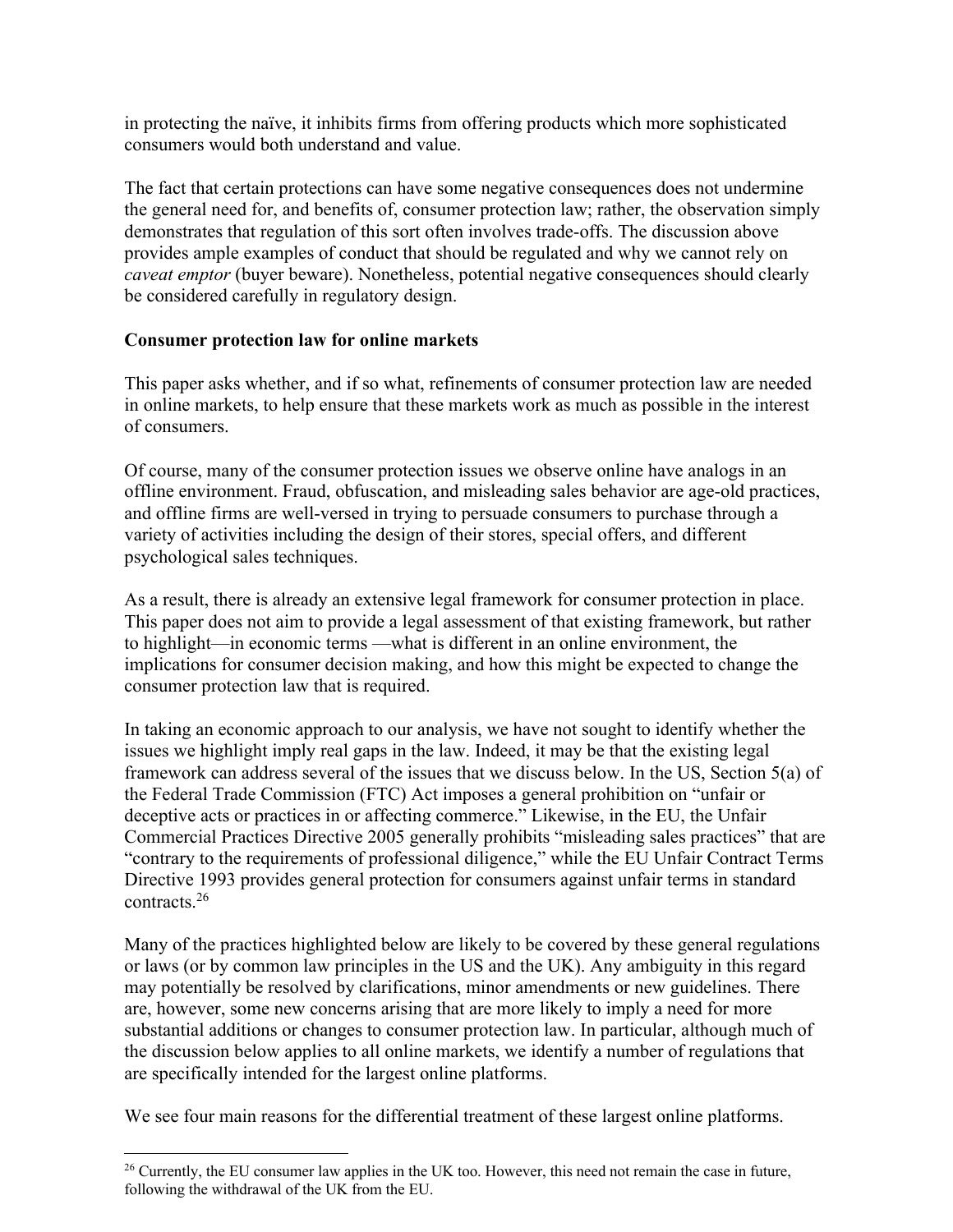in protecting the naïve, it inhibits firms from offering products which more sophisticated consumers would both understand and value.

The fact that certain protections can have some negative consequences does not undermine the general need for, and benefits of, consumer protection law; rather, the observation simply demonstrates that regulation of this sort often involves trade-offs. The discussion above provides ample examples of conduct that should be regulated and why we cannot rely on *caveat emptor* (buyer beware). Nonetheless, potential negative consequences should clearly be considered carefully in regulatory design.

**Consumer protection law for online markets**

This paper asks whether, and if so what, refinements of consumer protection law are needed in online markets, to help ensure that these markets work as much as possible in the interest of consumers.

Of course, many of the consumer protection issues we observe online have analogs in an offline environment. Fraud, obfuscation, and misleading sales behavior are age-old practices, and offline firms are well-versed in trying to persuade consumers to purchase through a variety of activities including the design of their stores, special offers, and different psychological sales techniques.

As a result, there is already an extensive legal framework for consumer protection in place. This paper does not aim to provide a legal assessment of that existing framework, but rather to highlight—in economic terms —what is different in an online environment, the implications for consumer decision making, and how this might be expected to change the consumer protection law that is required.

In taking an economic approach to our analysis, we have not sought to identify whether the issues we highlight imply real gaps in the law. Indeed, it may be that the existing legal framework can address several of the issues that we discuss below. In the US, Section 5(a) of the Federal Trade Commission (FTC) Act imposes a general prohibition on "unfair or deceptive acts or practices in or affecting commerce." Likewise, in the EU, the Unfair Commercial Practices Directive 2005 generally prohibits "misleading sales practices" that are "contrary to the requirements of professional diligence," while the EU Unfair Contract Terms Directive 1993 provides general protection for consumers against unfair terms in standard contracts.[26]

Many of the practices highlighted below are likely to be covered by these general regulations or laws (or by common law principles in the US and the UK). Any ambiguity in this regard may potentially be resolved by clarifications, minor amendments or new guidelines. There are, however, some new concerns arising that are more likely to imply a need for more substantial additions or changes to consumer protection law. In particular, although much of the discussion below applies to all online markets, we identify a number of regulations that are specifically intended for the largest online platforms.

We see four main reasons for the differential treatment of these largest online platforms.

[26] Currently, the EU consumer law applies in the UK too. However, this need not remain the case in future, following the withdrawal of the UK from the EU.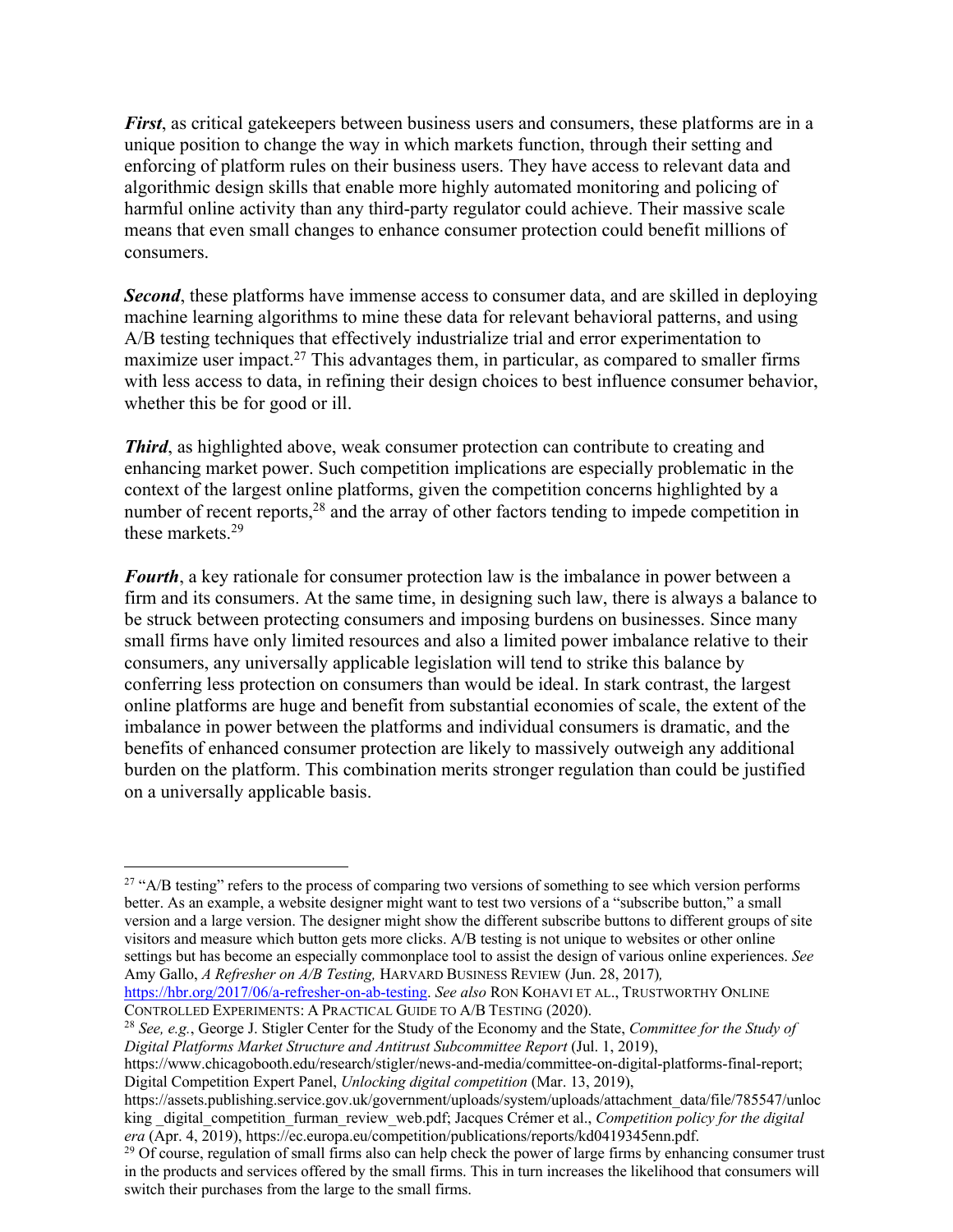***First***, as critical gatekeepers between business users and consumers, these platforms are in a unique position to change the way in which markets function, through their setting and enforcing of platform rules on their business users. They have access to relevant data and algorithmic design skills that enable more highly automated monitoring and policing of harmful online activity than any third-party regulator could achieve. Their massive scale means that even small changes to enhance consumer protection could benefit millions of consumers.

***Second***, these platforms have immense access to consumer data, and are skilled in deploying machine learning algorithms to mine these data for relevant behavioral patterns, and using A/B testing techniques that effectively industrialize trial and error experimentation to maximize user impact.[27] This advantages them, in particular, as compared to smaller firms with less access to data, in refining their design choices to best influence consumer behavior, whether this be for good or ill.

***Third***, as highlighted above, weak consumer protection can contribute to creating and enhancing market power. Such competition implications are especially problematic in the context of the largest online platforms, given the competition concerns highlighted by a number of recent reports,[28] and the array of other factors tending to impede competition in these markets.[29]

***Fourth***, a key rationale for consumer protection law is the imbalance in power between a firm and its consumers. At the same time, in designing such law, there is always a balance to be struck between protecting consumers and imposing burdens on businesses. Since many small firms have only limited resources and also a limited power imbalance relative to their consumers, any universally applicable legislation will tend to strike this balance by conferring less protection on consumers than would be ideal. In stark contrast, the largest online platforms are huge and benefit from substantial economies of scale, the extent of the imbalance in power between the platforms and individual consumers is dramatic, and the benefits of enhanced consumer protection are likely to massively outweigh any additional burden on the platform. This combination merits stronger regulation than could be justified on a universally applicable basis.

---

[27] "A/B testing" refers to the process of comparing two versions of something to see which version performs better. As an example, a website designer might want to test two versions of a "subscribe button," a small version and a large version. The designer might show the different subscribe buttons to different groups of site visitors and measure which button gets more clicks. A/B testing is not unique to websites or other online settings but has become an especially commonplace tool to assist the design of various online experiences. *See* Amy Gallo, *A Refresher on A/B Testing,* HARVARD BUSINESS REVIEW (Jun. 28, 2017)*,* https://hbr.org/2017/06/a-refresher-on-ab-testing. *See also* RON KOHAVI ET AL., TRUSTWORTHY ONLINE CONTROLLED EXPERIMENTS: A PRACTICAL GUIDE TO A/B TESTING (2020).

[28] *See, e.g.*, George J. Stigler Center for the Study of the Economy and the State, *Committee for the Study of Digital Platforms Market Structure and Antitrust Subcommittee Report* (Jul. 1, 2019), https://www.chicagobooth.edu/research/stigler/news-and-media/committee-on-digital-platforms-final-report; Digital Competition Expert Panel, *Unlocking digital competition* (Mar. 13, 2019), https://assets.publishing.service.gov.uk/government/uploads/system/uploads/attachment_data/file/785547/unlocking_digital_competition_furman_review_web.pdf; Jacques Crémer et al., *Competition policy for the digital era* (Apr. 4, 2019), https://ec.europa.eu/competition/publications/reports/kd0419345enn.pdf.

[29] Of course, regulation of small firms also can help check the power of large firms by enhancing consumer trust in the products and services offered by the small firms. This in turn increases the likelihood that consumers will switch their purchases from the large to the small firms.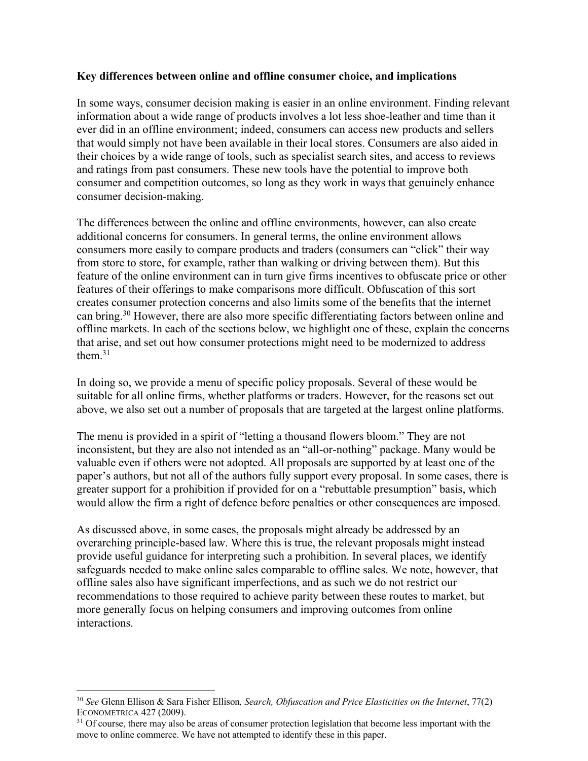**Key differences between online and offline consumer choice, and implications**

In some ways, consumer decision making is easier in an online environment. Finding relevant information about a wide range of products involves a lot less shoe-leather and time than it ever did in an offline environment; indeed, consumers can access new products and sellers that would simply not have been available in their local stores. Consumers are also aided in their choices by a wide range of tools, such as specialist search sites, and access to reviews and ratings from past consumers. These new tools have the potential to improve both consumer and competition outcomes, so long as they work in ways that genuinely enhance consumer decision-making.

The differences between the online and offline environments, however, can also create additional concerns for consumers. In general terms, the online environment allows consumers more easily to compare products and traders (consumers can "click" their way from store to store, for example, rather than walking or driving between them). But this feature of the online environment can in turn give firms incentives to obfuscate price or other features of their offerings to make comparisons more difficult. Obfuscation of this sort creates consumer protection concerns and also limits some of the benefits that the internet can bring.[30] However, there are also more specific differentiating factors between online and offline markets. In each of the sections below, we highlight one of these, explain the concerns that arise, and set out how consumer protections might need to be modernized to address them.[31]

In doing so, we provide a menu of specific policy proposals. Several of these would be suitable for all online firms, whether platforms or traders. However, for the reasons set out above, we also set out a number of proposals that are targeted at the largest online platforms.

The menu is provided in a spirit of "letting a thousand flowers bloom." They are not inconsistent, but they are also not intended as an "all-or-nothing" package. Many would be valuable even if others were not adopted. All proposals are supported by at least one of the paper's authors, but not all of the authors fully support every proposal. In some cases, there is greater support for a prohibition if provided for on a "rebuttable presumption" basis, which would allow the firm a right of defence before penalties or other consequences are imposed.

As discussed above, in some cases, the proposals might already be addressed by an overarching principle-based law. Where this is true, the relevant proposals might instead provide useful guidance for interpreting such a prohibition. In several places, we identify safeguards needed to make online sales comparable to offline sales. We note, however, that offline sales also have significant imperfections, and as such we do not restrict our recommendations to those required to achieve parity between these routes to market, but more generally focus on helping consumers and improving outcomes from online interactions.

---

[30] *See* Glenn Ellison & Sara Fisher Ellison*, Search, Obfuscation and Price Elasticities on the Internet*, 77(2) ECONOMETRICA 427 (2009).

[31] Of course, there may also be areas of consumer protection legislation that become less important with the move to online commerce. We have not attempted to identify these in this paper.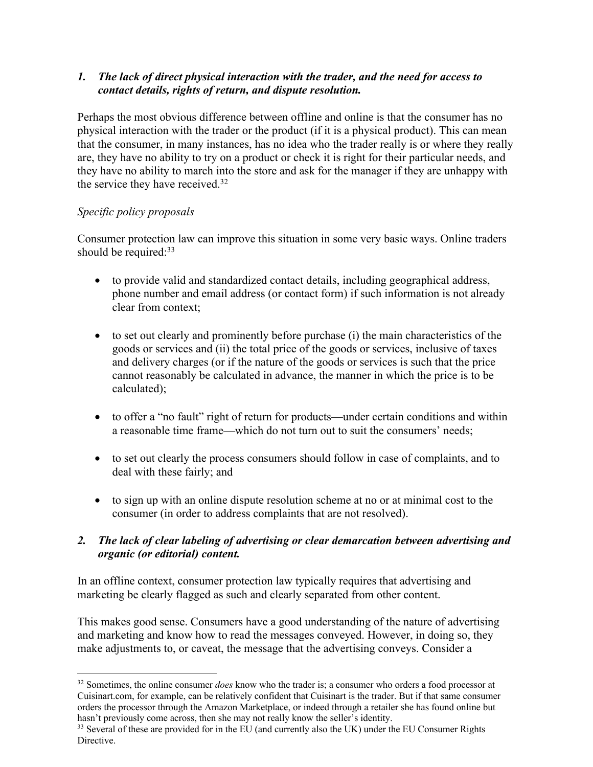### *1. The lack of direct physical interaction with the trader, and the need for access to contact details, rights of return, and dispute resolution.*

Perhaps the most obvious difference between offline and online is that the consumer has no physical interaction with the trader or the product (if it is a physical product). This can mean that the consumer, in many instances, has no idea who the trader really is or where they really are, they have no ability to try on a product or check it is right for their particular needs, and they have no ability to march into the store and ask for the manager if they are unhappy with the service they have received.[32]

*Specific policy proposals*

Consumer protection law can improve this situation in some very basic ways. Online traders should be required:[33]

- to provide valid and standardized contact details, including geographical address, phone number and email address (or contact form) if such information is not already clear from context;
- to set out clearly and prominently before purchase (i) the main characteristics of the goods or services and (ii) the total price of the goods or services, inclusive of taxes and delivery charges (or if the nature of the goods or services is such that the price cannot reasonably be calculated in advance, the manner in which the price is to be calculated);
- to offer a "no fault" right of return for products—under certain conditions and within a reasonable time frame—which do not turn out to suit the consumers' needs;
- to set out clearly the process consumers should follow in case of complaints, and to deal with these fairly; and
- to sign up with an online dispute resolution scheme at no or at minimal cost to the consumer (in order to address complaints that are not resolved).

### *2. The lack of clear labeling of advertising or clear demarcation between advertising and organic (or editorial) content.*

In an offline context, consumer protection law typically requires that advertising and marketing be clearly flagged as such and clearly separated from other content.

This makes good sense. Consumers have a good understanding of the nature of advertising and marketing and know how to read the messages conveyed. However, in doing so, they make adjustments to, or caveat, the message that the advertising conveys. Consider a

---

[32] Sometimes, the online consumer *does* know who the trader is; a consumer who orders a food processor at Cuisinart.com, for example, can be relatively confident that Cuisinart is the trader. But if that same consumer orders the processor through the Amazon Marketplace, or indeed through a retailer she has found online but hasn't previously come across, then she may not really know the seller's identity.

[33] Several of these are provided for in the EU (and currently also the UK) under the EU Consumer Rights Directive.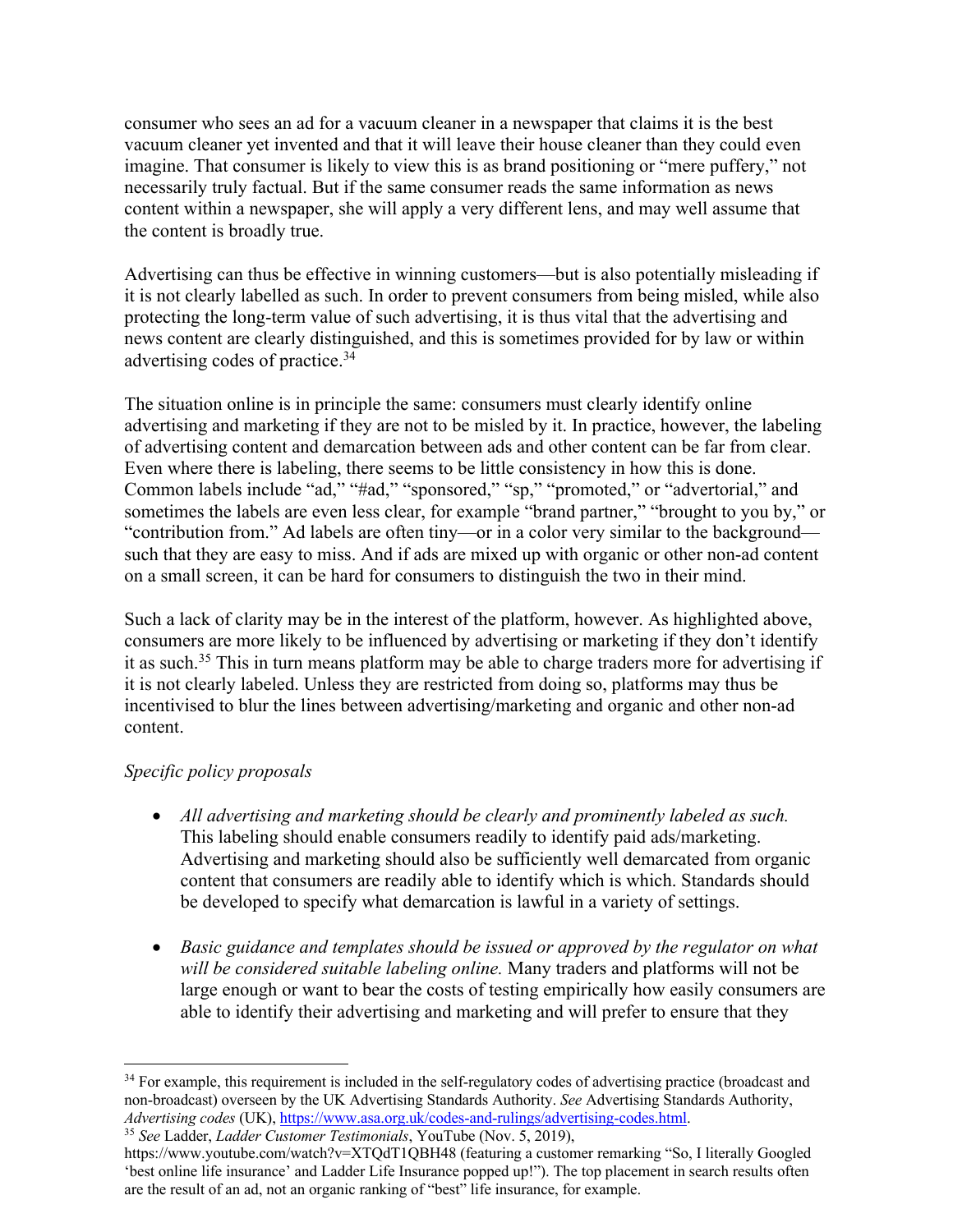consumer who sees an ad for a vacuum cleaner in a newspaper that claims it is the best vacuum cleaner yet invented and that it will leave their house cleaner than they could even imagine. That consumer is likely to view this is as brand positioning or "mere puffery," not necessarily truly factual. But if the same consumer reads the same information as news content within a newspaper, she will apply a very different lens, and may well assume that the content is broadly true.

Advertising can thus be effective in winning customers—but is also potentially misleading if it is not clearly labelled as such. In order to prevent consumers from being misled, while also protecting the long-term value of such advertising, it is thus vital that the advertising and news content are clearly distinguished, and this is sometimes provided for by law or within advertising codes of practice.[34]

The situation online is in principle the same: consumers must clearly identify online advertising and marketing if they are not to be misled by it. In practice, however, the labeling of advertising content and demarcation between ads and other content can be far from clear. Even where there is labeling, there seems to be little consistency in how this is done. Common labels include "ad," "#ad," "sponsored," "sp," "promoted," or "advertorial," and sometimes the labels are even less clear, for example "brand partner," "brought to you by," or "contribution from." Ad labels are often tiny—or in a color very similar to the background—such that they are easy to miss. And if ads are mixed up with organic or other non-ad content on a small screen, it can be hard for consumers to distinguish the two in their mind.

Such a lack of clarity may be in the interest of the platform, however. As highlighted above, consumers are more likely to be influenced by advertising or marketing if they don't identify it as such.[35] This in turn means platform may be able to charge traders more for advertising if it is not clearly labeled. Unless they are restricted from doing so, platforms may thus be incentivised to blur the lines between advertising/marketing and organic and other non-ad content.

*Specific policy proposals*

- *All advertising and marketing should be clearly and prominently labeled as such.* This labeling should enable consumers readily to identify paid ads/marketing. Advertising and marketing should also be sufficiently well demarcated from organic content that consumers are readily able to identify which is which. Standards should be developed to specify what demarcation is lawful in a variety of settings.

- *Basic guidance and templates should be issued or approved by the regulator on what will be considered suitable labeling online.* Many traders and platforms will not be large enough or want to bear the costs of testing empirically how easily consumers are able to identify their advertising and marketing and will prefer to ensure that they

---

[34] For example, this requirement is included in the self-regulatory codes of advertising practice (broadcast and non-broadcast) overseen by the UK Advertising Standards Authority. *See* Advertising Standards Authority, *Advertising codes* (UK), https://www.asa.org.uk/codes-and-rulings/advertising-codes.html.

[35] *See* Ladder, *Ladder Customer Testimonials*, YouTube (Nov. 5, 2019), https://www.youtube.com/watch?v=XTQdT1QBH48 (featuring a customer remarking "So, I literally Googled 'best online life insurance' and Ladder Life Insurance popped up!"). The top placement in search results often are the result of an ad, not an organic ranking of "best" life insurance, for example.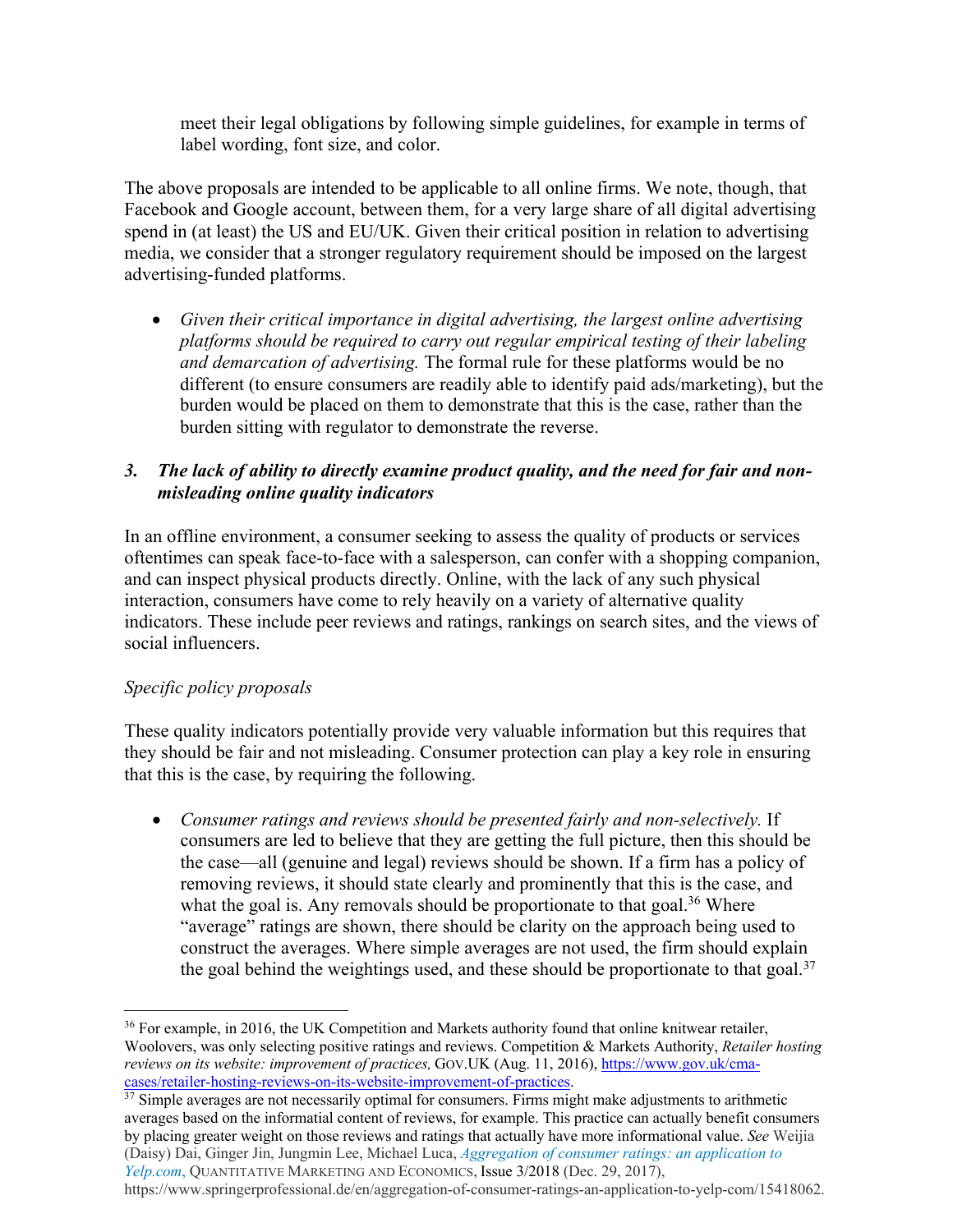meet their legal obligations by following simple guidelines, for example in terms of label wording, font size, and color.

The above proposals are intended to be applicable to all online firms. We note, though, that Facebook and Google account, between them, for a very large share of all digital advertising spend in (at least) the US and EU/UK. Given their critical position in relation to advertising media, we consider that a stronger regulatory requirement should be imposed on the largest advertising-funded platforms.

- *Given their critical importance in digital advertising, the largest online advertising platforms should be required to carry out regular empirical testing of their labeling and demarcation of advertising.* The formal rule for these platforms would be no different (to ensure consumers are readily able to identify paid ads/marketing), but the burden would be placed on them to demonstrate that this is the case, rather than the burden sitting with regulator to demonstrate the reverse.

### *3. The lack of ability to directly examine product quality, and the need for fair and non-misleading online quality indicators*

In an offline environment, a consumer seeking to assess the quality of products or services oftentimes can speak face-to-face with a salesperson, can confer with a shopping companion, and can inspect physical products directly. Online, with the lack of any such physical interaction, consumers have come to rely heavily on a variety of alternative quality indicators. These include peer reviews and ratings, rankings on search sites, and the views of social influencers.

*Specific policy proposals*

These quality indicators potentially provide very valuable information but this requires that they should be fair and not misleading. Consumer protection can play a key role in ensuring that this is the case, by requiring the following.

- *Consumer ratings and reviews should be presented fairly and non-selectively.* If consumers are led to believe that they are getting the full picture, then this should be the case—all (genuine and legal) reviews should be shown. If a firm has a policy of removing reviews, it should state clearly and prominently that this is the case, and what the goal is. Any removals should be proportionate to that goal.[36] Where "average" ratings are shown, there should be clarity on the approach being used to construct the averages. Where simple averages are not used, the firm should explain the goal behind the weightings used, and these should be proportionate to that goal.[37]

---

[36] For example, in 2016, the UK Competition and Markets authority found that online knitwear retailer, Woolovers, was only selecting positive ratings and reviews. Competition & Markets Authority, *Retailer hosting reviews on its website: improvement of practices,* GOV.UK (Aug. 11, 2016), https://www.gov.uk/cma-cases/retailer-hosting-reviews-on-its-website-improvement-of-practices.

[37] Simple averages are not necessarily optimal for consumers. Firms might make adjustments to arithmetic averages based on the informatial content of reviews, for example. This practice can actually benefit consumers by placing greater weight on those reviews and ratings that actually have more informational value. *See* Weijia (Daisy) Dai, Ginger Jin, Jungmin Lee, Michael Luca, *Aggregation of consumer ratings: an application to Yelp.com*, QUANTITATIVE MARKETING AND ECONOMICS, Issue 3/2018 (Dec. 29, 2017), https://www.springerprofessional.de/en/aggregation-of-consumer-ratings-an-application-to-yelp-com/15418062.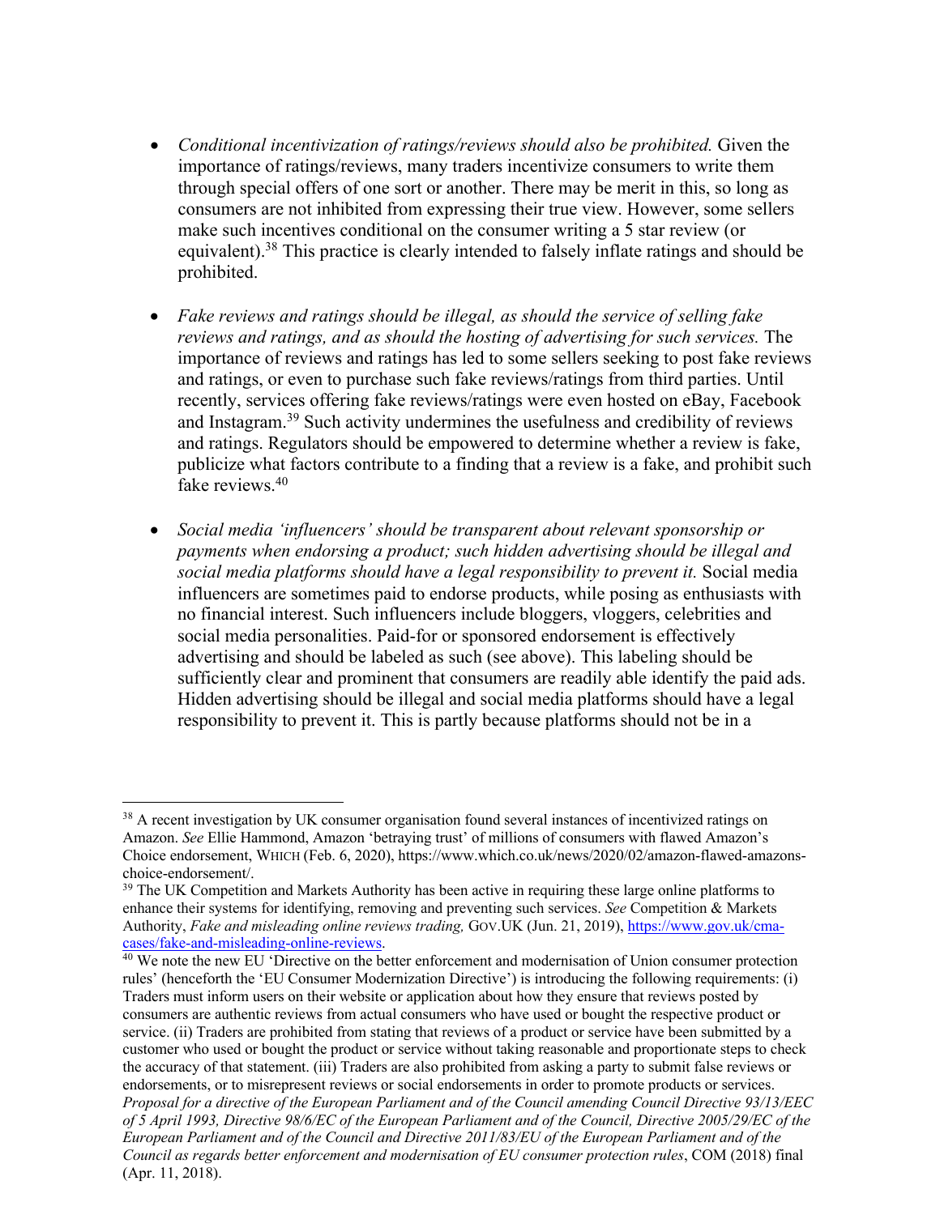- *Conditional incentivization of ratings/reviews should also be prohibited.* Given the importance of ratings/reviews, many traders incentivize consumers to write them through special offers of one sort or another. There may be merit in this, so long as consumers are not inhibited from expressing their true view. However, some sellers make such incentives conditional on the consumer writing a 5 star review (or equivalent).[38] This practice is clearly intended to falsely inflate ratings and should be prohibited.

- *Fake reviews and ratings should be illegal, as should the service of selling fake reviews and ratings, and as should the hosting of advertising for such services.* The importance of reviews and ratings has led to some sellers seeking to post fake reviews and ratings, or even to purchase such fake reviews/ratings from third parties. Until recently, services offering fake reviews/ratings were even hosted on eBay, Facebook and Instagram.[39] Such activity undermines the usefulness and credibility of reviews and ratings. Regulators should be empowered to determine whether a review is fake, publicize what factors contribute to a finding that a review is a fake, and prohibit such fake reviews.[40]

- *Social media 'influencers' should be transparent about relevant sponsorship or payments when endorsing a product; such hidden advertising should be illegal and social media platforms should have a legal responsibility to prevent it.* Social media influencers are sometimes paid to endorse products, while posing as enthusiasts with no financial interest. Such influencers include bloggers, vloggers, celebrities and social media personalities. Paid-for or sponsored endorsement is effectively advertising and should be labeled as such (see above). This labeling should be sufficiently clear and prominent that consumers are readily able identify the paid ads. Hidden advertising should be illegal and social media platforms should have a legal responsibility to prevent it. This is partly because platforms should not be in a

---

[38] A recent investigation by UK consumer organisation found several instances of incentivized ratings on Amazon. *See* Ellie Hammond, Amazon 'betraying trust' of millions of consumers with flawed Amazon's Choice endorsement, WHICH (Feb. 6, 2020), https://www.which.co.uk/news/2020/02/amazon-flawed-amazons-choice-endorsement/.

[39] The UK Competition and Markets Authority has been active in requiring these large online platforms to enhance their systems for identifying, removing and preventing such services. *See* Competition & Markets Authority, *Fake and misleading online reviews trading,* GOV.UK (Jun. 21, 2019), https://www.gov.uk/cma-cases/fake-and-misleading-online-reviews.

[40] We note the new EU 'Directive on the better enforcement and modernisation of Union consumer protection rules' (henceforth the 'EU Consumer Modernization Directive') is introducing the following requirements: (i) Traders must inform users on their website or application about how they ensure that reviews posted by consumers are authentic reviews from actual consumers who have used or bought the respective product or service. (ii) Traders are prohibited from stating that reviews of a product or service have been submitted by a customer who used or bought the product or service without taking reasonable and proportionate steps to check the accuracy of that statement. (iii) Traders are also prohibited from asking a party to submit false reviews or endorsements, or to misrepresent reviews or social endorsements in order to promote products or services. *Proposal for a directive of the European Parliament and of the Council amending Council Directive 93/13/EEC of 5 April 1993, Directive 98/6/EC of the European Parliament and of the Council, Directive 2005/29/EC of the European Parliament and of the Council and Directive 2011/83/EU of the European Parliament and of the Council as regards better enforcement and modernisation of EU consumer protection rules*, COM (2018) final (Apr. 11, 2018).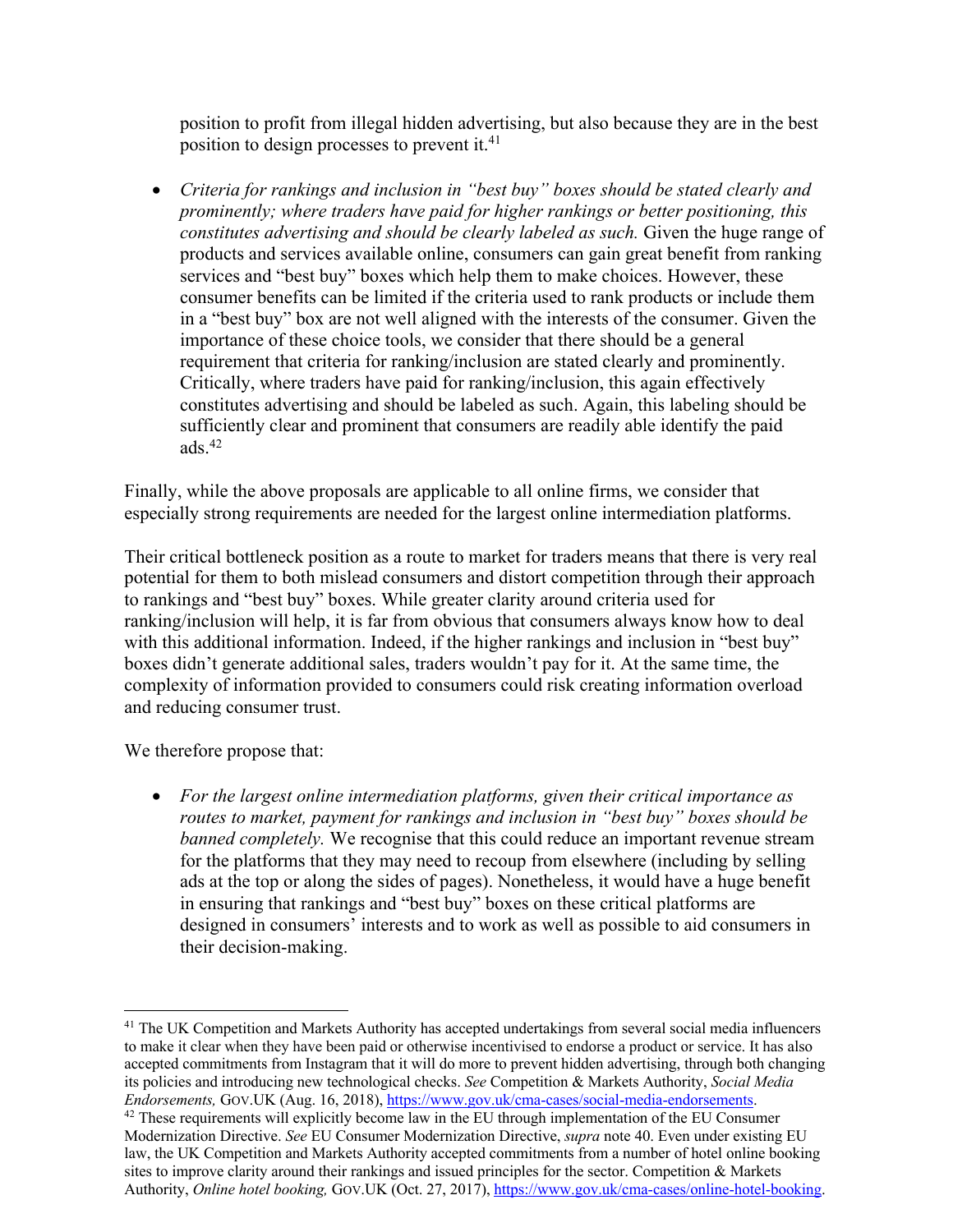position to profit from illegal hidden advertising, but also because they are in the best position to design processes to prevent it.[41]

- *Criteria for rankings and inclusion in "best buy" boxes should be stated clearly and prominently; where traders have paid for higher rankings or better positioning, this constitutes advertising and should be clearly labeled as such.* Given the huge range of products and services available online, consumers can gain great benefit from ranking services and "best buy" boxes which help them to make choices. However, these consumer benefits can be limited if the criteria used to rank products or include them in a "best buy" box are not well aligned with the interests of the consumer. Given the importance of these choice tools, we consider that there should be a general requirement that criteria for ranking/inclusion are stated clearly and prominently. Critically, where traders have paid for ranking/inclusion, this again effectively constitutes advertising and should be labeled as such. Again, this labeling should be sufficiently clear and prominent that consumers are readily able identify the paid ads.[42]

Finally, while the above proposals are applicable to all online firms, we consider that especially strong requirements are needed for the largest online intermediation platforms.

Their critical bottleneck position as a route to market for traders means that there is very real potential for them to both mislead consumers and distort competition through their approach to rankings and "best buy" boxes. While greater clarity around criteria used for ranking/inclusion will help, it is far from obvious that consumers always know how to deal with this additional information. Indeed, if the higher rankings and inclusion in "best buy" boxes didn't generate additional sales, traders wouldn't pay for it. At the same time, the complexity of information provided to consumers could risk creating information overload and reducing consumer trust.

We therefore propose that:

- *For the largest online intermediation platforms, given their critical importance as routes to market, payment for rankings and inclusion in "best buy" boxes should be banned completely.* We recognise that this could reduce an important revenue stream for the platforms that they may need to recoup from elsewhere (including by selling ads at the top or along the sides of pages). Nonetheless, it would have a huge benefit in ensuring that rankings and "best buy" boxes on these critical platforms are designed in consumers' interests and to work as well as possible to aid consumers in their decision-making.

---

[41] The UK Competition and Markets Authority has accepted undertakings from several social media influencers to make it clear when they have been paid or otherwise incentivised to endorse a product or service. It has also accepted commitments from Instagram that it will do more to prevent hidden advertising, through both changing its policies and introducing new technological checks. *See* Competition & Markets Authority, *Social Media Endorsements,* GOV.UK (Aug. 16, 2018), https://www.gov.uk/cma-cases/social-media-endorsements.

[42] These requirements will explicitly become law in the EU through implementation of the EU Consumer Modernization Directive. *See* EU Consumer Modernization Directive, *supra* note 40. Even under existing EU law, the UK Competition and Markets Authority accepted commitments from a number of hotel online booking sites to improve clarity around their rankings and issued principles for the sector. Competition & Markets Authority, *Online hotel booking,* GOV.UK (Oct. 27, 2017), https://www.gov.uk/cma-cases/online-hotel-booking.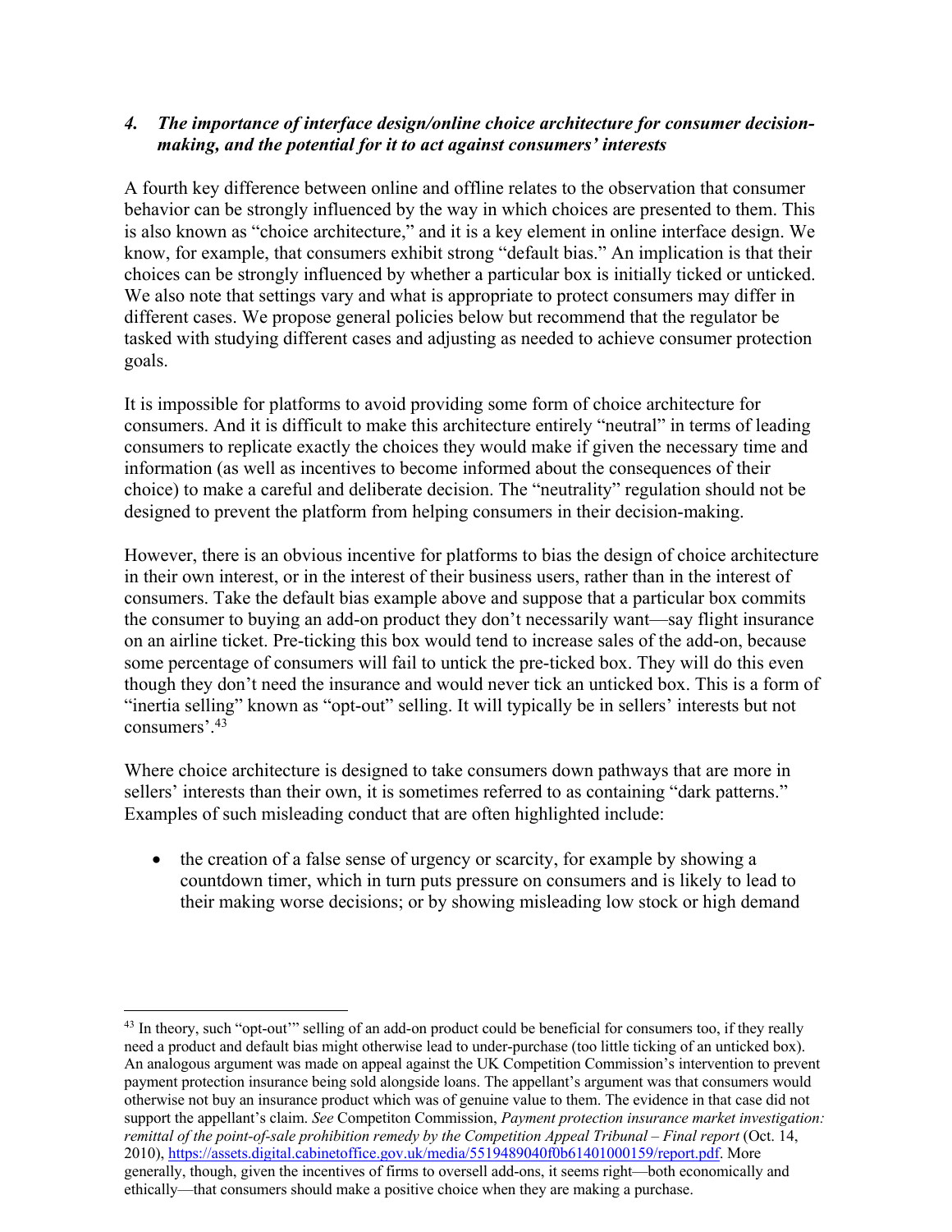### *4. The importance of interface design/online choice architecture for consumer decision-making, and the potential for it to act against consumers' interests*

A fourth key difference between online and offline relates to the observation that consumer behavior can be strongly influenced by the way in which choices are presented to them. This is also known as "choice architecture," and it is a key element in online interface design. We know, for example, that consumers exhibit strong "default bias." An implication is that their choices can be strongly influenced by whether a particular box is initially ticked or unticked. We also note that settings vary and what is appropriate to protect consumers may differ in different cases. We propose general policies below but recommend that the regulator be tasked with studying different cases and adjusting as needed to achieve consumer protection goals.

It is impossible for platforms to avoid providing some form of choice architecture for consumers. And it is difficult to make this architecture entirely "neutral" in terms of leading consumers to replicate exactly the choices they would make if given the necessary time and information (as well as incentives to become informed about the consequences of their choice) to make a careful and deliberate decision. The "neutrality" regulation should not be designed to prevent the platform from helping consumers in their decision-making.

However, there is an obvious incentive for platforms to bias the design of choice architecture in their own interest, or in the interest of their business users, rather than in the interest of consumers. Take the default bias example above and suppose that a particular box commits the consumer to buying an add-on product they don't necessarily want—say flight insurance on an airline ticket. Pre-ticking this box would tend to increase sales of the add-on, because some percentage of consumers will fail to untick the pre-ticked box. They will do this even though they don't need the insurance and would never tick an unticked box. This is a form of "inertia selling" known as "opt-out" selling. It will typically be in sellers' interests but not consumers'.[43]

Where choice architecture is designed to take consumers down pathways that are more in sellers' interests than their own, it is sometimes referred to as containing "dark patterns." Examples of such misleading conduct that are often highlighted include:

- the creation of a false sense of urgency or scarcity, for example by showing a countdown timer, which in turn puts pressure on consumers and is likely to lead to their making worse decisions; or by showing misleading low stock or high demand

---

[43] In theory, such "opt-out'" selling of an add-on product could be beneficial for consumers too, if they really need a product and default bias might otherwise lead to under-purchase (too little ticking of an unticked box). An analogous argument was made on appeal against the UK Competition Commission's intervention to prevent payment protection insurance being sold alongside loans. The appellant's argument was that consumers would otherwise not buy an insurance product which was of genuine value to them. The evidence in that case did not support the appellant's claim. *See* Competiton Commission, *Payment protection insurance market investigation: remittal of the point-of-sale prohibition remedy by the Competition Appeal Tribunal – Final report* (Oct. 14, 2010), https://assets.digital.cabinetoffice.gov.uk/media/5519489040f0b61401000159/report.pdf. More generally, though, given the incentives of firms to oversell add-ons, it seems right—both economically and ethically—that consumers should make a positive choice when they are making a purchase.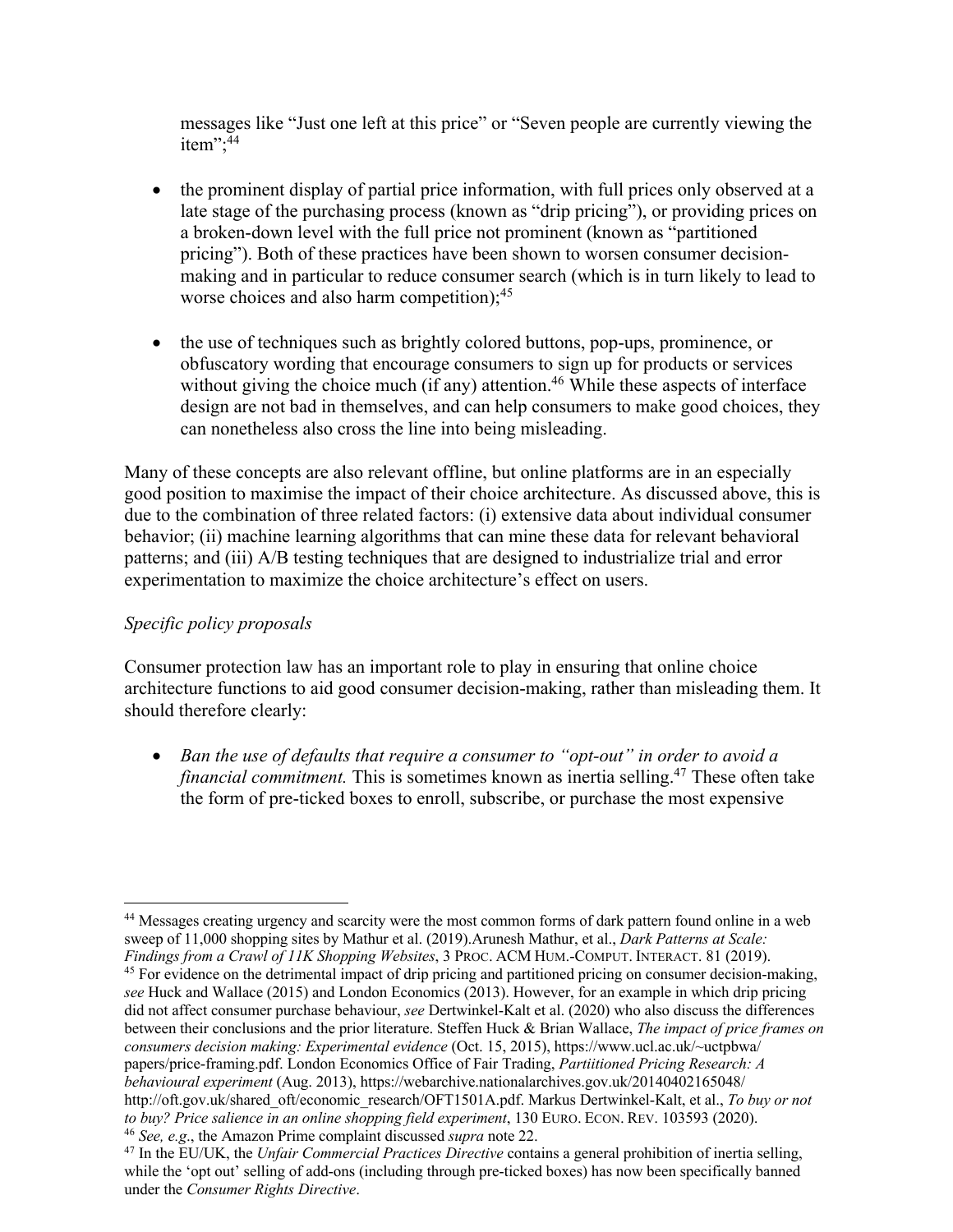messages like "Just one left at this price" or "Seven people are currently viewing the item";[44]

- the prominent display of partial price information, with full prices only observed at a late stage of the purchasing process (known as "drip pricing"), or providing prices on a broken-down level with the full price not prominent (known as "partitioned pricing"). Both of these practices have been shown to worsen consumer decision-making and in particular to reduce consumer search (which is in turn likely to lead to worse choices and also harm competition);[45]

- the use of techniques such as brightly colored buttons, pop-ups, prominence, or obfuscatory wording that encourage consumers to sign up for products or services without giving the choice much (if any) attention.[46] While these aspects of interface design are not bad in themselves, and can help consumers to make good choices, they can nonetheless also cross the line into being misleading.

Many of these concepts are also relevant offline, but online platforms are in an especially good position to maximise the impact of their choice architecture. As discussed above, this is due to the combination of three related factors: (i) extensive data about individual consumer behavior; (ii) machine learning algorithms that can mine these data for relevant behavioral patterns; and (iii) A/B testing techniques that are designed to industrialize trial and error experimentation to maximize the choice architecture's effect on users.

*Specific policy proposals*

Consumer protection law has an important role to play in ensuring that online choice architecture functions to aid good consumer decision-making, rather than misleading them. It should therefore clearly:

- *Ban the use of defaults that require a consumer to "opt-out" in order to avoid a financial commitment.* This is sometimes known as inertia selling.[47] These often take the form of pre-ticked boxes to enroll, subscribe, or purchase the most expensive

---

[44] Messages creating urgency and scarcity were the most common forms of dark pattern found online in a web sweep of 11,000 shopping sites by Mathur et al. (2019).Arunesh Mathur, et al., *Dark Patterns at Scale: Findings from a Crawl of 11K Shopping Websites*, 3 PROC. ACM HUM.-COMPUT. INTERACT. 81 (2019).

[45] For evidence on the detrimental impact of drip pricing and partitioned pricing on consumer decision-making, *see* Huck and Wallace (2015) and London Economics (2013). However, for an example in which drip pricing did not affect consumer purchase behaviour, *see* Dertwinkel-Kalt et al. (2020) who also discuss the differences between their conclusions and the prior literature. Steffen Huck & Brian Wallace, *The impact of price frames on consumers decision making: Experimental evidence* (Oct. 15, 2015), https://www.ucl.ac.uk/~uctpbwa/papers/price-framing.pdf. London Economics Office of Fair Trading, *Partiitioned Pricing Research: A behavioural experiment* (Aug. 2013), https://webarchive.nationalarchives.gov.uk/20140402165048/http://oft.gov.uk/shared_oft/economic_research/OFT1501A.pdf. Markus Dertwinkel-Kalt, et al., *To buy or not to buy? Price salience in an online shopping field experiment*, 130 EURO. ECON. REV. 103593 (2020).

[46] *See, e.g.*, the Amazon Prime complaint discussed *supra* note 22.

[47] In the EU/UK, the *Unfair Commercial Practices Directive* contains a general prohibition of inertia selling, while the 'opt out' selling of add-ons (including through pre-ticked boxes) has now been specifically banned under the *Consumer Rights Directive*.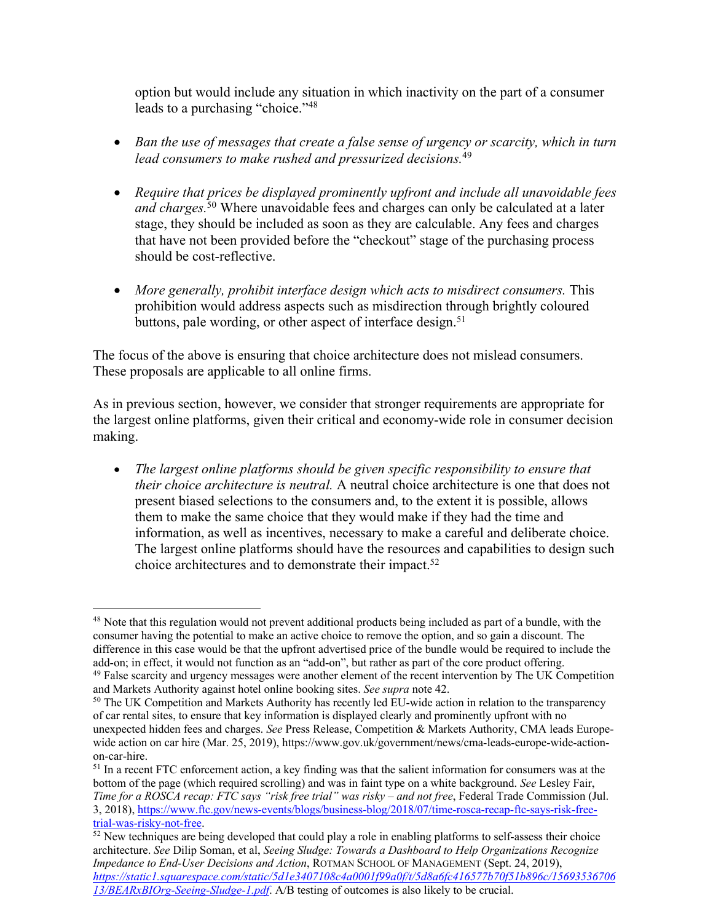option but would include any situation in which inactivity on the part of a consumer leads to a purchasing "choice."[48]

- *Ban the use of messages that create a false sense of urgency or scarcity, which in turn lead consumers to make rushed and pressurized decisions.*[49]

- *Require that prices be displayed prominently upfront and include all unavoidable fees and charges.*[50] Where unavoidable fees and charges can only be calculated at a later stage, they should be included as soon as they are calculable. Any fees and charges that have not been provided before the "checkout" stage of the purchasing process should be cost-reflective.

- *More generally, prohibit interface design which acts to misdirect consumers.* This prohibition would address aspects such as misdirection through brightly coloured buttons, pale wording, or other aspect of interface design.[51]

The focus of the above is ensuring that choice architecture does not mislead consumers. These proposals are applicable to all online firms.

As in previous section, however, we consider that stronger requirements are appropriate for the largest online platforms, given their critical and economy-wide role in consumer decision making.

- *The largest online platforms should be given specific responsibility to ensure that their choice architecture is neutral.* A neutral choice architecture is one that does not present biased selections to the consumers and, to the extent it is possible, allows them to make the same choice that they would make if they had the time and information, as well as incentives, necessary to make a careful and deliberate choice. The largest online platforms should have the resources and capabilities to design such choice architectures and to demonstrate their impact.[52]

---

[48] Note that this regulation would not prevent additional products being included as part of a bundle, with the consumer having the potential to make an active choice to remove the option, and so gain a discount. The difference in this case would be that the upfront advertised price of the bundle would be required to include the add-on; in effect, it would not function as an "add-on", but rather as part of the core product offering.

[49] False scarcity and urgency messages were another element of the recent intervention by The UK Competition and Markets Authority against hotel online booking sites. *See supra* note 42.

[50] The UK Competition and Markets Authority has recently led EU-wide action in relation to the transparency of car rental sites, to ensure that key information is displayed clearly and prominently upfront with no unexpected hidden fees and charges. *See* Press Release, Competition & Markets Authority, CMA leads Europe-wide action on car hire (Mar. 25, 2019), https://www.gov.uk/government/news/cma-leads-europe-wide-action-on-car-hire.

[51] In a recent FTC enforcement action, a key finding was that the salient information for consumers was at the bottom of the page (which required scrolling) and was in faint type on a white background. *See* Lesley Fair, *Time for a ROSCA recap: FTC says "risk free trial" was risky – and not free*, Federal Trade Commission (Jul. 3, 2018), https://www.ftc.gov/news-events/blogs/business-blog/2018/07/time-rosca-recap-ftc-says-risk-free-trial-was-risky-not-free.

[52] New techniques are being developed that could play a role in enabling platforms to self-assess their choice architecture. *See* Dilip Soman, et al, *Seeing Sludge: Towards a Dashboard to Help Organizations Recognize Impedance to End-User Decisions and Action*, ROTMAN SCHOOL OF MANAGEMENT (Sept. 24, 2019), *https://static1.squarespace.com/static/5d1e3407108c4a0001f99a0f/t/5d8a6fc416577b70f51b896c/1569353670613/BEARxBIOrg-Seeing-Sludge-1.pdf*. A/B testing of outcomes is also likely to be crucial.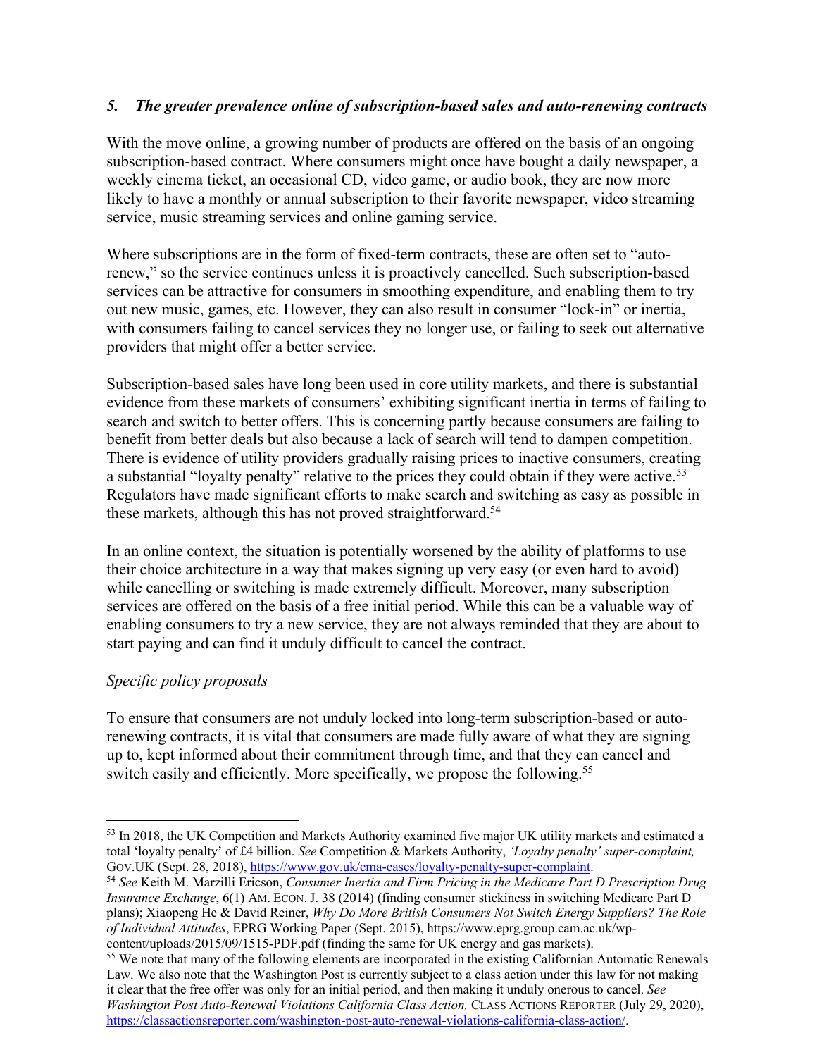### *5. The greater prevalence online of subscription-based sales and auto-renewing contracts*

With the move online, a growing number of products are offered on the basis of an ongoing subscription-based contract. Where consumers might once have bought a daily newspaper, a weekly cinema ticket, an occasional CD, video game, or audio book, they are now more likely to have a monthly or annual subscription to their favorite newspaper, video streaming service, music streaming services and online gaming service.

Where subscriptions are in the form of fixed-term contracts, these are often set to "auto-renew," so the service continues unless it is proactively cancelled. Such subscription-based services can be attractive for consumers in smoothing expenditure, and enabling them to try out new music, games, etc. However, they can also result in consumer "lock-in" or inertia, with consumers failing to cancel services they no longer use, or failing to seek out alternative providers that might offer a better service.

Subscription-based sales have long been used in core utility markets, and there is substantial evidence from these markets of consumers' exhibiting significant inertia in terms of failing to search and switch to better offers. This is concerning partly because consumers are failing to benefit from better deals but also because a lack of search will tend to dampen competition. There is evidence of utility providers gradually raising prices to inactive consumers, creating a substantial "loyalty penalty" relative to the prices they could obtain if they were active.[53] Regulators have made significant efforts to make search and switching as easy as possible in these markets, although this has not proved straightforward.[54]

In an online context, the situation is potentially worsened by the ability of platforms to use their choice architecture in a way that makes signing up very easy (or even hard to avoid) while cancelling or switching is made extremely difficult. Moreover, many subscription services are offered on the basis of a free initial period. While this can be a valuable way of enabling consumers to try a new service, they are not always reminded that they are about to start paying and can find it unduly difficult to cancel the contract.

*Specific policy proposals*

To ensure that consumers are not unduly locked into long-term subscription-based or auto-renewing contracts, it is vital that consumers are made fully aware of what they are signing up to, kept informed about their commitment through time, and that they can cancel and switch easily and efficiently. More specifically, we propose the following.[55]

---

[53] In 2018, the UK Competition and Markets Authority examined five major UK utility markets and estimated a total 'loyalty penalty' of £4 billion. *See* Competition & Markets Authority, *'Loyalty penalty' super-complaint,* GOV.UK (Sept. 28, 2018), https://www.gov.uk/cma-cases/loyalty-penalty-super-complaint.

[54] *See* Keith M. Marzilli Ericson, *Consumer Inertia and Firm Pricing in the Medicare Part D Prescription Drug Insurance Exchange*, 6(1) AM. ECON. J. 38 (2014) (finding consumer stickiness in switching Medicare Part D plans); Xiaopeng He & David Reiner, *Why Do More British Consumers Not Switch Energy Suppliers? The Role of Individual Attitudes*, EPRG Working Paper (Sept. 2015), https://www.eprg.group.cam.ac.uk/wp-content/uploads/2015/09/1515-PDF.pdf (finding the same for UK energy and gas markets).

[55] We note that many of the following elements are incorporated in the existing Californian Automatic Renewals Law. We also note that the Washington Post is currently subject to a class action under this law for not making it clear that the free offer was only for an initial period, and then making it unduly onerous to cancel. *See Washington Post Auto-Renewal Violations California Class Action,* CLASS ACTIONS REPORTER (July 29, 2020), https://classactionsreporter.com/washington-post-auto-renewal-violations-california-class-action/.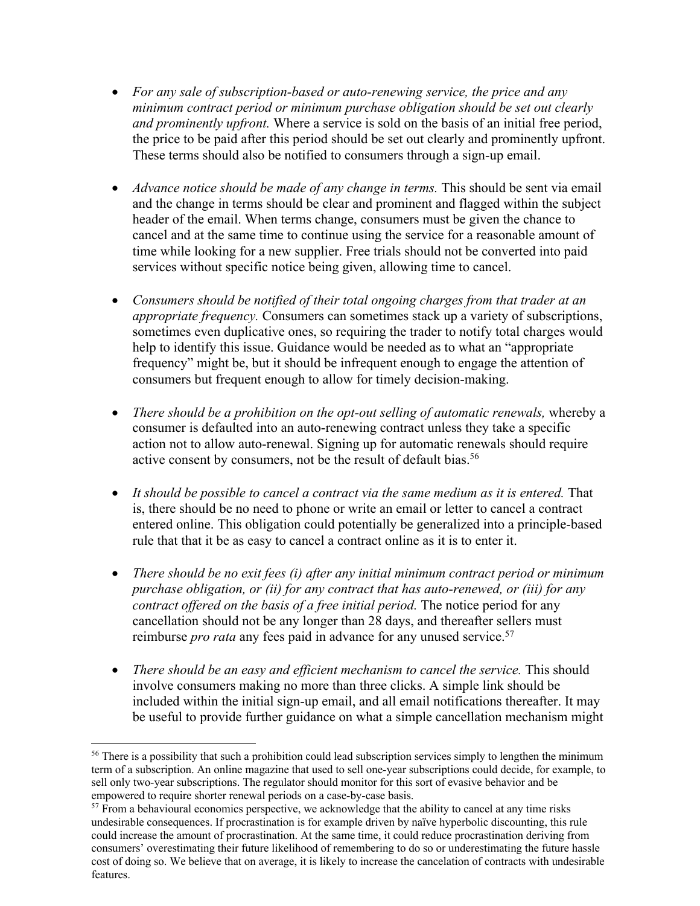- *For any sale of subscription-based or auto-renewing service, the price and any minimum contract period or minimum purchase obligation should be set out clearly and prominently upfront.* Where a service is sold on the basis of an initial free period, the price to be paid after this period should be set out clearly and prominently upfront. These terms should also be notified to consumers through a sign-up email.

- *Advance notice should be made of any change in terms.* This should be sent via email and the change in terms should be clear and prominent and flagged within the subject header of the email. When terms change, consumers must be given the chance to cancel and at the same time to continue using the service for a reasonable amount of time while looking for a new supplier. Free trials should not be converted into paid services without specific notice being given, allowing time to cancel.

- *Consumers should be notified of their total ongoing charges from that trader at an appropriate frequency.* Consumers can sometimes stack up a variety of subscriptions, sometimes even duplicative ones, so requiring the trader to notify total charges would help to identify this issue. Guidance would be needed as to what an "appropriate frequency" might be, but it should be infrequent enough to engage the attention of consumers but frequent enough to allow for timely decision-making.

- *There should be a prohibition on the opt-out selling of automatic renewals,* whereby a consumer is defaulted into an auto-renewing contract unless they take a specific action not to allow auto-renewal. Signing up for automatic renewals should require active consent by consumers, not be the result of default bias.[56]

- *It should be possible to cancel a contract via the same medium as it is entered.* That is, there should be no need to phone or write an email or letter to cancel a contract entered online. This obligation could potentially be generalized into a principle-based rule that that it be as easy to cancel a contract online as it is to enter it.

- *There should be no exit fees (i) after any initial minimum contract period or minimum purchase obligation, or (ii) for any contract that has auto-renewed, or (iii) for any contract offered on the basis of a free initial period.* The notice period for any cancellation should not be any longer than 28 days, and thereafter sellers must reimburse *pro rata* any fees paid in advance for any unused service.[57]

- *There should be an easy and efficient mechanism to cancel the service.* This should involve consumers making no more than three clicks. A simple link should be included within the initial sign-up email, and all email notifications thereafter. It may be useful to provide further guidance on what a simple cancellation mechanism might

---

[56] There is a possibility that such a prohibition could lead subscription services simply to lengthen the minimum term of a subscription. An online magazine that used to sell one-year subscriptions could decide, for example, to sell only two-year subscriptions. The regulator should monitor for this sort of evasive behavior and be empowered to require shorter renewal periods on a case-by-case basis.

[57] From a behavioural economics perspective, we acknowledge that the ability to cancel at any time risks undesirable consequences. If procrastination is for example driven by naïve hyperbolic discounting, this rule could increase the amount of procrastination. At the same time, it could reduce procrastination deriving from consumers' overestimating their future likelihood of remembering to do so or underestimating the future hassle cost of doing so. We believe that on average, it is likely to increase the cancelation of contracts with undesirable features.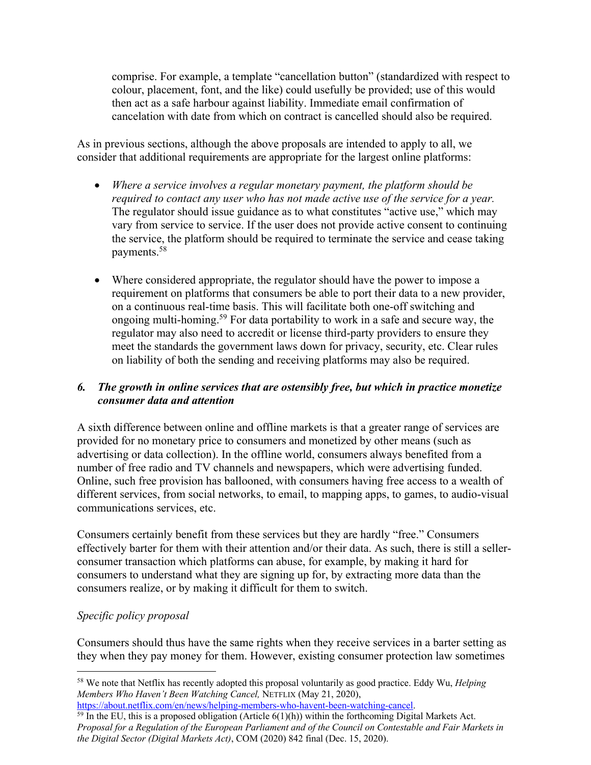comprise. For example, a template "cancellation button" (standardized with respect to colour, placement, font, and the like) could usefully be provided; use of this would then act as a safe harbour against liability. Immediate email confirmation of cancelation with date from which on contract is cancelled should also be required.

As in previous sections, although the above proposals are intended to apply to all, we consider that additional requirements are appropriate for the largest online platforms:

- *Where a service involves a regular monetary payment, the platform should be required to contact any user who has not made active use of the service for a year.* The regulator should issue guidance as to what constitutes "active use," which may vary from service to service. If the user does not provide active consent to continuing the service, the platform should be required to terminate the service and cease taking payments.[58]

- Where considered appropriate, the regulator should have the power to impose a requirement on platforms that consumers be able to port their data to a new provider, on a continuous real-time basis. This will facilitate both one-off switching and ongoing multi-homing.[59] For data portability to work in a safe and secure way, the regulator may also need to accredit or license third-party providers to ensure they meet the standards the government laws down for privacy, security, etc. Clear rules on liability of both the sending and receiving platforms may also be required.

### *6. The growth in online services that are ostensibly free, but which in practice monetize consumer data and attention*

A sixth difference between online and offline markets is that a greater range of services are provided for no monetary price to consumers and monetized by other means (such as advertising or data collection). In the offline world, consumers always benefited from a number of free radio and TV channels and newspapers, which were advertising funded. Online, such free provision has ballooned, with consumers having free access to a wealth of different services, from social networks, to email, to mapping apps, to games, to audio-visual communications services, etc.

Consumers certainly benefit from these services but they are hardly "free." Consumers effectively barter for them with their attention and/or their data. As such, there is still a seller-consumer transaction which platforms can abuse, for example, by making it hard for consumers to understand what they are signing up for, by extracting more data than the consumers realize, or by making it difficult for them to switch.

*Specific policy proposal*

Consumers should thus have the same rights when they receive services in a barter setting as they when they pay money for them. However, existing consumer protection law sometimes

---

[58] We note that Netflix has recently adopted this proposal voluntarily as good practice. Eddy Wu, *Helping Members Who Haven't Been Watching Cancel,* NETFLIX (May 21, 2020), https://about.netflix.com/en/news/helping-members-who-havent-been-watching-cancel.

[59] In the EU, this is a proposed obligation (Article 6(1)(h)) within the forthcoming Digital Markets Act. *Proposal for a Regulation of the European Parliament and of the Council on Contestable and Fair Markets in the Digital Sector (Digital Markets Act)*, COM (2020) 842 final (Dec. 15, 2020).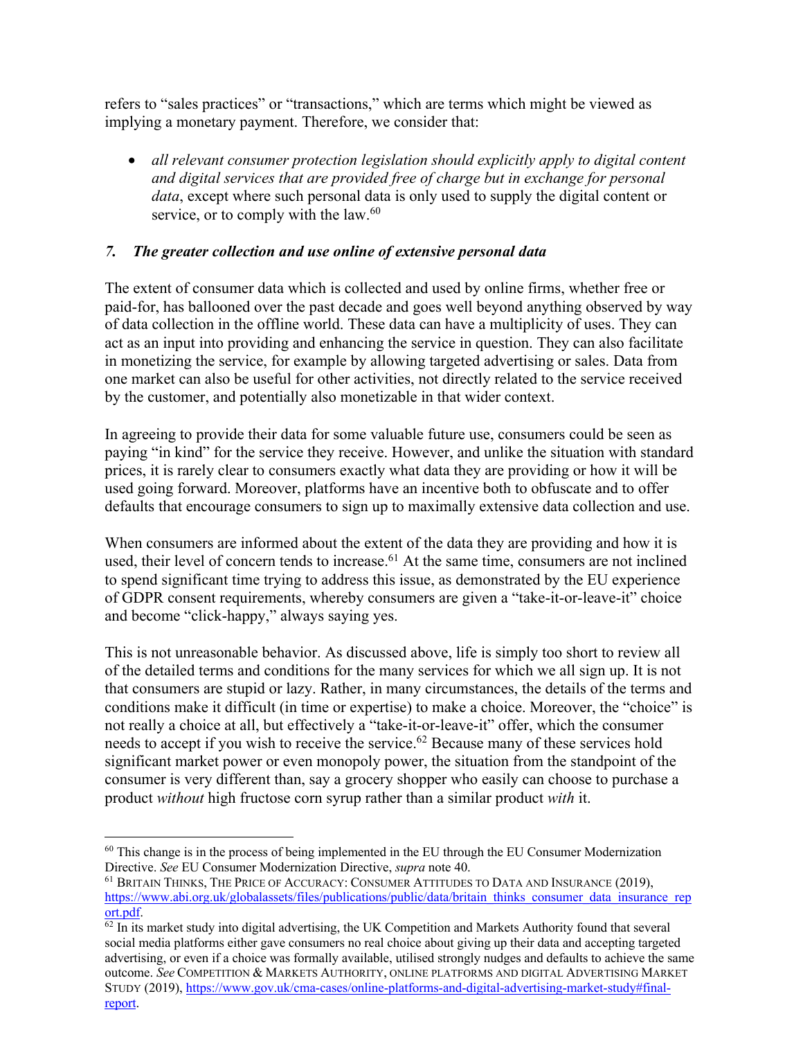refers to "sales practices" or "transactions," which are terms which might be viewed as implying a monetary payment. Therefore, we consider that:

- *all relevant consumer protection legislation should explicitly apply to digital content and digital services that are provided free of charge but in exchange for personal data*, except where such personal data is only used to supply the digital content or service, or to comply with the law.[60]

### *7. The greater collection and use online of extensive personal data*

The extent of consumer data which is collected and used by online firms, whether free or paid-for, has ballooned over the past decade and goes well beyond anything observed by way of data collection in the offline world. These data can have a multiplicity of uses. They can act as an input into providing and enhancing the service in question. They can also facilitate in monetizing the service, for example by allowing targeted advertising or sales. Data from one market can also be useful for other activities, not directly related to the service received by the customer, and potentially also monetizable in that wider context.

In agreeing to provide their data for some valuable future use, consumers could be seen as paying "in kind" for the service they receive. However, and unlike the situation with standard prices, it is rarely clear to consumers exactly what data they are providing or how it will be used going forward. Moreover, platforms have an incentive both to obfuscate and to offer defaults that encourage consumers to sign up to maximally extensive data collection and use.

When consumers are informed about the extent of the data they are providing and how it is used, their level of concern tends to increase.[61] At the same time, consumers are not inclined to spend significant time trying to address this issue, as demonstrated by the EU experience of GDPR consent requirements, whereby consumers are given a "take-it-or-leave-it" choice and become "click-happy," always saying yes.

This is not unreasonable behavior. As discussed above, life is simply too short to review all of the detailed terms and conditions for the many services for which we all sign up. It is not that consumers are stupid or lazy. Rather, in many circumstances, the details of the terms and conditions make it difficult (in time or expertise) to make a choice. Moreover, the "choice" is not really a choice at all, but effectively a "take-it-or-leave-it" offer, which the consumer needs to accept if you wish to receive the service.[62] Because many of these services hold significant market power or even monopoly power, the situation from the standpoint of the consumer is very different than, say a grocery shopper who easily can choose to purchase a product *without* high fructose corn syrup rather than a similar product *with* it.

---

[60] This change is in the process of being implemented in the EU through the EU Consumer Modernization Directive. *See* EU Consumer Modernization Directive, *supra* note 40.

[61] BRITAIN THINKS, THE PRICE OF ACCURACY: CONSUMER ATTITUDES TO DATA AND INSURANCE (2019), https://www.abi.org.uk/globalassets/files/publications/public/data/britain_thinks_consumer_data_insurance_report.pdf.

[62] In its market study into digital advertising, the UK Competition and Markets Authority found that several social media platforms either gave consumers no real choice about giving up their data and accepting targeted advertising, or even if a choice was formally available, utilised strongly nudges and defaults to achieve the same outcome. *See* COMPETITION & MARKETS AUTHORITY, ONLINE PLATFORMS AND DIGITAL ADVERTISING MARKET STUDY (2019), https://www.gov.uk/cma-cases/online-platforms-and-digital-advertising-market-study#final-report.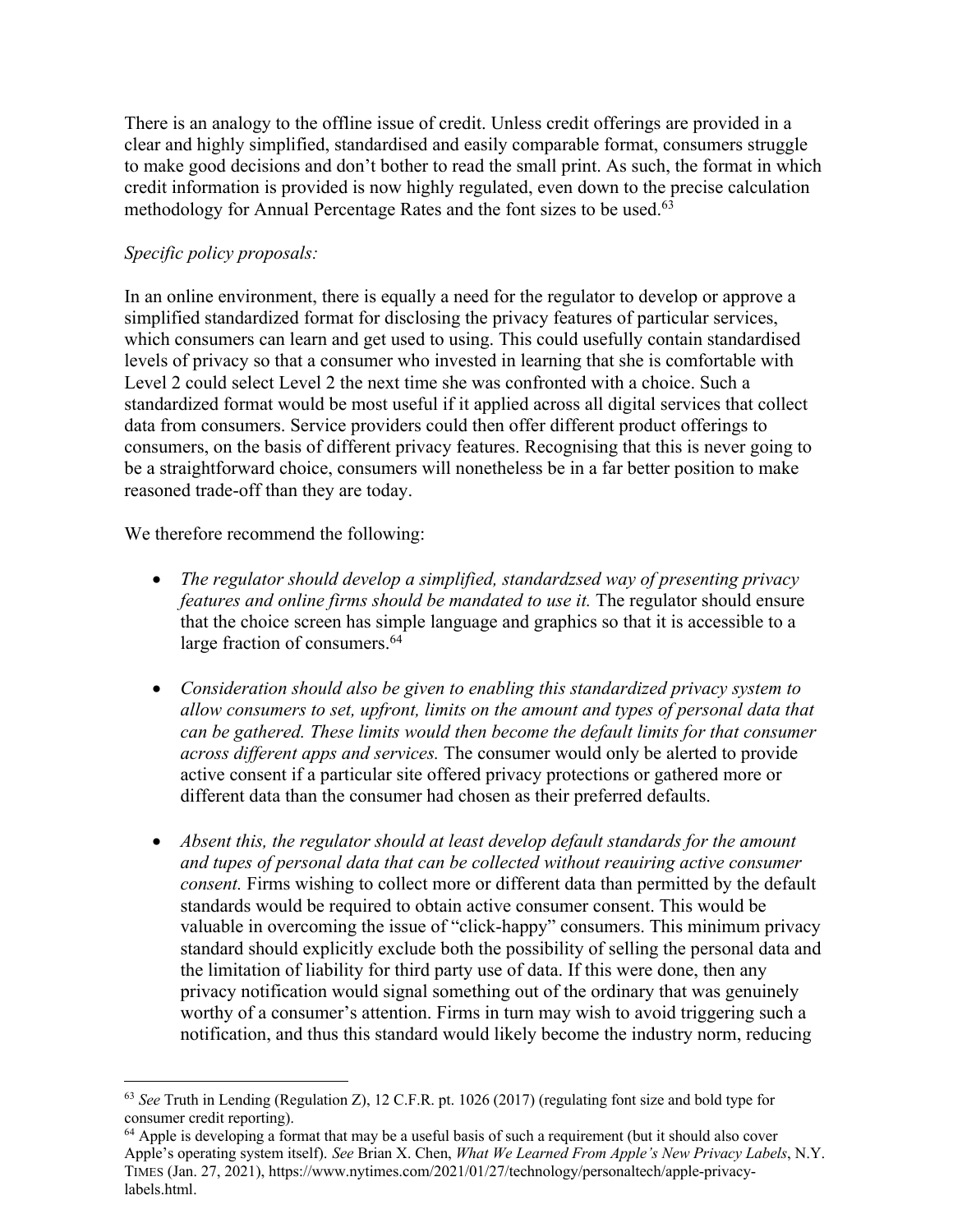There is an analogy to the offline issue of credit. Unless credit offerings are provided in a clear and highly simplified, standardised and easily comparable format, consumers struggle to make good decisions and don't bother to read the small print. As such, the format in which credit information is provided is now highly regulated, even down to the precise calculation methodology for Annual Percentage Rates and the font sizes to be used.[63]

*Specific policy proposals:*

In an online environment, there is equally a need for the regulator to develop or approve a simplified standardized format for disclosing the privacy features of particular services, which consumers can learn and get used to using. This could usefully contain standardised levels of privacy so that a consumer who invested in learning that she is comfortable with Level 2 could select Level 2 the next time she was confronted with a choice. Such a standardized format would be most useful if it applied across all digital services that collect data from consumers. Service providers could then offer different product offerings to consumers, on the basis of different privacy features. Recognising that this is never going to be a straightforward choice, consumers will nonetheless be in a far better position to make reasoned trade-off than they are today.

We therefore recommend the following:

- *The regulator should develop a simplified, standardzsed way of presenting privacy features and online firms should be mandated to use it.* The regulator should ensure that the choice screen has simple language and graphics so that it is accessible to a large fraction of consumers.[64]

- *Consideration should also be given to enabling this standardized privacy system to allow consumers to set, upfront, limits on the amount and types of personal data that can be gathered. These limits would then become the default limits for that consumer across different apps and services.* The consumer would only be alerted to provide active consent if a particular site offered privacy protections or gathered more or different data than the consumer had chosen as their preferred defaults.

- *Absent this, the regulator should at least develop default standards for the amount and tupes of personal data that can be collected without reauiring active consumer consent.* Firms wishing to collect more or different data than permitted by the default standards would be required to obtain active consumer consent. This would be valuable in overcoming the issue of "click-happy" consumers. This minimum privacy standard should explicitly exclude both the possibility of selling the personal data and the limitation of liability for third party use of data. If this were done, then any privacy notification would signal something out of the ordinary that was genuinely worthy of a consumer's attention. Firms in turn may wish to avoid triggering such a notification, and thus this standard would likely become the industry norm, reducing

---

[63] *See* Truth in Lending (Regulation Z), 12 C.F.R. pt. 1026 (2017) (regulating font size and bold type for consumer credit reporting).

[64] Apple is developing a format that may be a useful basis of such a requirement (but it should also cover Apple's operating system itself). *See* Brian X. Chen, *What We Learned From Apple's New Privacy Labels*, N.Y. TIMES (Jan. 27, 2021), https://www.nytimes.com/2021/01/27/technology/personaltech/apple-privacy-labels.html.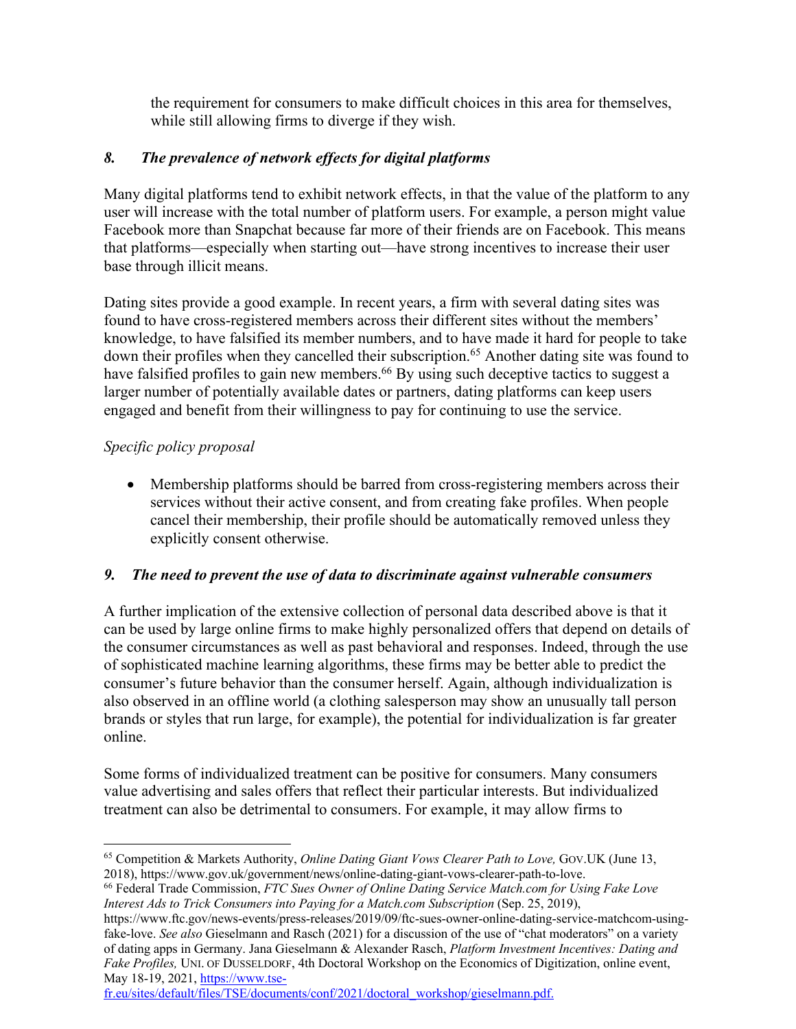the requirement for consumers to make difficult choices in this area for themselves, while still allowing firms to diverge if they wish.

### *8. The prevalence of network effects for digital platforms*

Many digital platforms tend to exhibit network effects, in that the value of the platform to any user will increase with the total number of platform users. For example, a person might value Facebook more than Snapchat because far more of their friends are on Facebook. This means that platforms—especially when starting out—have strong incentives to increase their user base through illicit means.

Dating sites provide a good example. In recent years, a firm with several dating sites was found to have cross-registered members across their different sites without the members' knowledge, to have falsified its member numbers, and to have made it hard for people to take down their profiles when they cancelled their subscription.[65] Another dating site was found to have falsified profiles to gain new members.[66] By using such deceptive tactics to suggest a larger number of potentially available dates or partners, dating platforms can keep users engaged and benefit from their willingness to pay for continuing to use the service.

*Specific policy proposal*

- Membership platforms should be barred from cross-registering members across their services without their active consent, and from creating fake profiles. When people cancel their membership, their profile should be automatically removed unless they explicitly consent otherwise.

### *9. The need to prevent the use of data to discriminate against vulnerable consumers*

A further implication of the extensive collection of personal data described above is that it can be used by large online firms to make highly personalized offers that depend on details of the consumer circumstances as well as past behavioral and responses. Indeed, through the use of sophisticated machine learning algorithms, these firms may be better able to predict the consumer's future behavior than the consumer herself. Again, although individualization is also observed in an offline world (a clothing salesperson may show an unusually tall person brands or styles that run large, for example), the potential for individualization is far greater online.

Some forms of individualized treatment can be positive for consumers. Many consumers value advertising and sales offers that reflect their particular interests. But individualized treatment can also be detrimental to consumers. For example, it may allow firms to

---

[65] Competition & Markets Authority, *Online Dating Giant Vows Clearer Path to Love,* GOV.UK (June 13, 2018), https://www.gov.uk/government/news/online-dating-giant-vows-clearer-path-to-love.

[66] Federal Trade Commission, *FTC Sues Owner of Online Dating Service Match.com for Using Fake Love Interest Ads to Trick Consumers into Paying for a Match.com Subscription* (Sep. 25, 2019), https://www.ftc.gov/news-events/press-releases/2019/09/ftc-sues-owner-online-dating-service-matchcom-using-fake-love. *See also* Gieselmann and Rasch (2021) for a discussion of the use of "chat moderators" on a variety of dating apps in Germany. Jana Gieselmann & Alexander Rasch, *Platform Investment Incentives: Dating and Fake Profiles,* UNI. OF DUSSELDORF, 4th Doctoral Workshop on the Economics of Digitization, online event, May 18-19, 2021, https://www.tse-fr.eu/sites/default/files/TSE/documents/conf/2021/doctoral_workshop/gieselmann.pdf.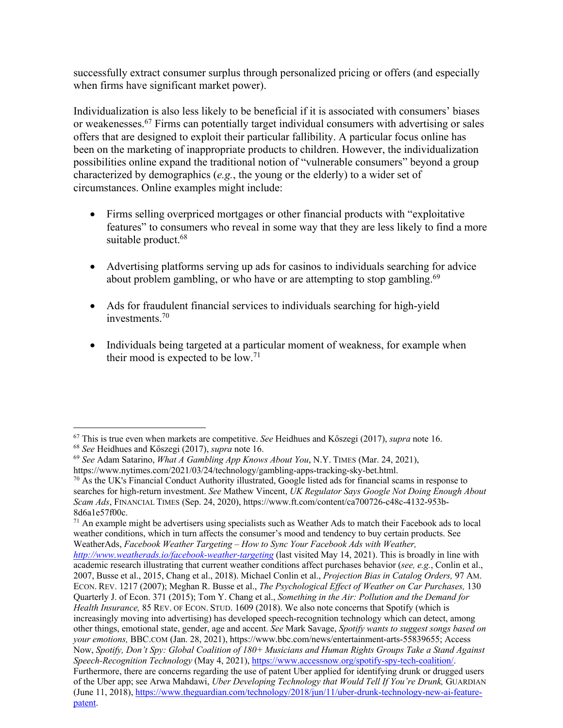successfully extract consumer surplus through personalized pricing or offers (and especially when firms have significant market power).

Individualization is also less likely to be beneficial if it is associated with consumers' biases or weakenesses.[67] Firms can potentially target individual consumers with advertising or sales offers that are designed to exploit their particular fallibility. A particular focus online has been on the marketing of inappropriate products to children. However, the individualization possibilities online expand the traditional notion of "vulnerable consumers" beyond a group characterized by demographics (*e.g.*, the young or the elderly) to a wider set of circumstances. Online examples might include:

- Firms selling overpriced mortgages or other financial products with "exploitative features" to consumers who reveal in some way that they are less likely to find a more suitable product.[68]

- Advertising platforms serving up ads for casinos to individuals searching for advice about problem gambling, or who have or are attempting to stop gambling.[69]

- Ads for fraudulent financial services to individuals searching for high-yield investments.[70]

- Individuals being targeted at a particular moment of weakness, for example when their mood is expected to be low.[71]

---

[67] This is true even when markets are competitive. *See* Heidhues and Kőszegi (2017), *supra* note 16.

[68] *See* Heidhues and Kőszegi (2017), *supra* note 16.

[69] *See* Adam Satarino, *What A Gambling App Knows About You*, N.Y. TIMES (Mar. 24, 2021), https://www.nytimes.com/2021/03/24/technology/gambling-apps-tracking-sky-bet.html.

[70] As the UK's Financial Conduct Authority illustrated, Google listed ads for financial scams in response to searches for high-return investment. *See* Mathew Vincent, *UK Regulator Says Google Not Doing Enough About Scam Ads*, FINANCIAL TIMES (Sep. 24, 2020), https://www.ft.com/content/ca700726-c48c-4132-953b-8d6a1e57f00c.

[71] An example might be advertisers using specialists such as Weather Ads to match their Facebook ads to local weather conditions, which in turn affects the consumer's mood and tendency to buy certain products. See WeatherAds, *Facebook Weather Targeting – How to Sync Your Facebook Ads with Weather,* *http://www.weatherads.io/facebook-weather-targeting* (last visited May 14, 2021). This is broadly in line with academic research illustrating that current weather conditions affect purchases behavior (*see, e.g.*, Conlin et al., 2007, Busse et al., 2015, Chang et al., 2018). Michael Conlin et al., *Projection Bias in Catalog Orders,* 97 AM. ECON. REV. 1217 (2007); Meghan R. Busse et al., *The Psychological Effect of Weather on Car Purchases,* 130 Quarterly J. of Econ. 371 (2015); Tom Y. Chang et al., *Something in the Air: Pollution and the Demand for Health Insurance,* 85 REV. OF ECON. STUD. 1609 (2018). We also note concerns that Spotify (which is increasingly moving into advertising) has developed speech-recognition technology which can detect, among other things, emotional state, gender, age and accent. *See* Mark Savage, *Spotify wants to suggest songs based on your emotions,* BBC.COM (Jan. 28, 2021), https://www.bbc.com/news/entertainment-arts-55839655; Access Now, *Spotify, Don't Spy: Global Coalition of 180+ Musicians and Human Rights Groups Take a Stand Against Speech-Recognition Technology* (May 4, 2021), https://www.accessnow.org/spotify-spy-tech-coalition/. Furthermore, there are concerns regarding the use of patent Uber applied for identifying drunk or drugged users of the Uber app; see Arwa Mahdawi, *Uber Developing Technology that Would Tell If You're Drunk,* GUARDIAN (June 11, 2018), https://www.theguardian.com/technology/2018/jun/11/uber-drunk-technology-new-ai-feature-patent.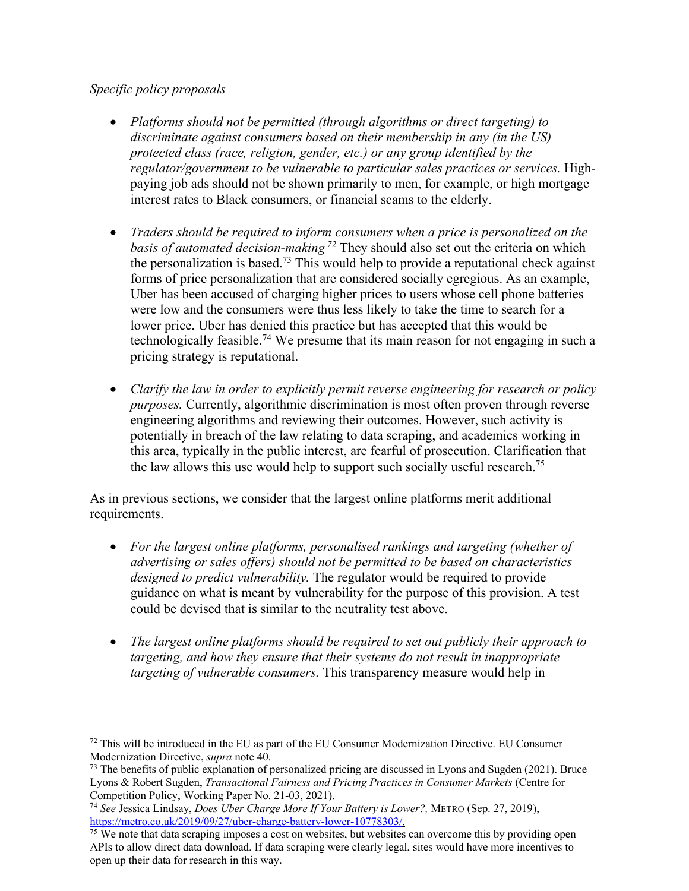*Specific policy proposals*

- *Platforms should not be permitted (through algorithms or direct targeting) to discriminate against consumers based on their membership in any (in the US) protected class (race, religion, gender, etc.) or any group identified by the regulator/government to be vulnerable to particular sales practices or services.* High-paying job ads should not be shown primarily to men, for example, or high mortgage interest rates to Black consumers, or financial scams to the elderly.

- *Traders should be required to inform consumers when a price is personalized on the basis of automated decision-making*[72] They should also set out the criteria on which the personalization is based.[73] This would help to provide a reputational check against forms of price personalization that are considered socially egregious. As an example, Uber has been accused of charging higher prices to users whose cell phone batteries were low and the consumers were thus less likely to take the time to search for a lower price. Uber has denied this practice but has accepted that this would be technologically feasible.[74] We presume that its main reason for not engaging in such a pricing strategy is reputational.

- *Clarify the law in order to explicitly permit reverse engineering for research or policy purposes.* Currently, algorithmic discrimination is most often proven through reverse engineering algorithms and reviewing their outcomes. However, such activity is potentially in breach of the law relating to data scraping, and academics working in this area, typically in the public interest, are fearful of prosecution. Clarification that the law allows this use would help to support such socially useful research.[75]

As in previous sections, we consider that the largest online platforms merit additional requirements.

- *For the largest online platforms, personalised rankings and targeting (whether of advertising or sales offers) should not be permitted to be based on characteristics designed to predict vulnerability.* The regulator would be required to provide guidance on what is meant by vulnerability for the purpose of this provision. A test could be devised that is similar to the neutrality test above.

- *The largest online platforms should be required to set out publicly their approach to targeting, and how they ensure that their systems do not result in inappropriate targeting of vulnerable consumers.* This transparency measure would help in

---

[72] This will be introduced in the EU as part of the EU Consumer Modernization Directive. EU Consumer Modernization Directive, *supra* note 40.

[73] The benefits of public explanation of personalized pricing are discussed in Lyons and Sugden (2021). Bruce Lyons & Robert Sugden, *Transactional Fairness and Pricing Practices in Consumer Markets* (Centre for Competition Policy, Working Paper No. 21-03, 2021).

[74] *See* Jessica Lindsay, *Does Uber Charge More If Your Battery is Lower?,* METRO (Sep. 27, 2019), https://metro.co.uk/2019/09/27/uber-charge-battery-lower-10778303/.

[75] We note that data scraping imposes a cost on websites, but websites can overcome this by providing open APIs to allow direct data download. If data scraping were clearly legal, sites would have more incentives to open up their data for research in this way.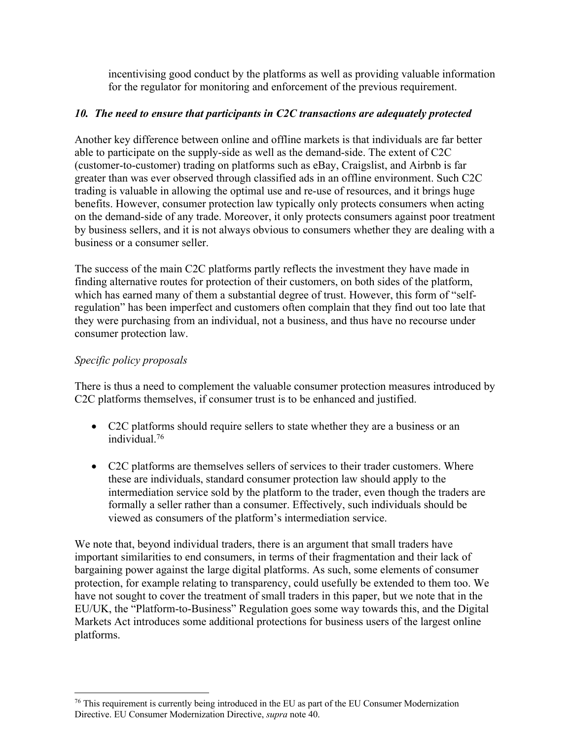incentivising good conduct by the platforms as well as providing valuable information for the regulator for monitoring and enforcement of the previous requirement.

### *10. The need to ensure that participants in C2C transactions are adequately protected*

Another key difference between online and offline markets is that individuals are far better able to participate on the supply-side as well as the demand-side. The extent of C2C (customer-to-customer) trading on platforms such as eBay, Craigslist, and Airbnb is far greater than was ever observed through classified ads in an offline environment. Such C2C trading is valuable in allowing the optimal use and re-use of resources, and it brings huge benefits. However, consumer protection law typically only protects consumers when acting on the demand-side of any trade. Moreover, it only protects consumers against poor treatment by business sellers, and it is not always obvious to consumers whether they are dealing with a business or a consumer seller.

The success of the main C2C platforms partly reflects the investment they have made in finding alternative routes for protection of their customers, on both sides of the platform, which has earned many of them a substantial degree of trust. However, this form of "self-regulation" has been imperfect and customers often complain that they find out too late that they were purchasing from an individual, not a business, and thus have no recourse under consumer protection law.

*Specific policy proposals*

There is thus a need to complement the valuable consumer protection measures introduced by C2C platforms themselves, if consumer trust is to be enhanced and justified.

- C2C platforms should require sellers to state whether they are a business or an individual.[76]

- C2C platforms are themselves sellers of services to their trader customers. Where these are individuals, standard consumer protection law should apply to the intermediation service sold by the platform to the trader, even though the traders are formally a seller rather than a consumer. Effectively, such individuals should be viewed as consumers of the platform's intermediation service.

We note that, beyond individual traders, there is an argument that small traders have important similarities to end consumers, in terms of their fragmentation and their lack of bargaining power against the large digital platforms. As such, some elements of consumer protection, for example relating to transparency, could usefully be extended to them too. We have not sought to cover the treatment of small traders in this paper, but we note that in the EU/UK, the "Platform-to-Business" Regulation goes some way towards this, and the Digital Markets Act introduces some additional protections for business users of the largest online platforms.

[76] This requirement is currently being introduced in the EU as part of the EU Consumer Modernization Directive. EU Consumer Modernization Directive, *supra* note 40.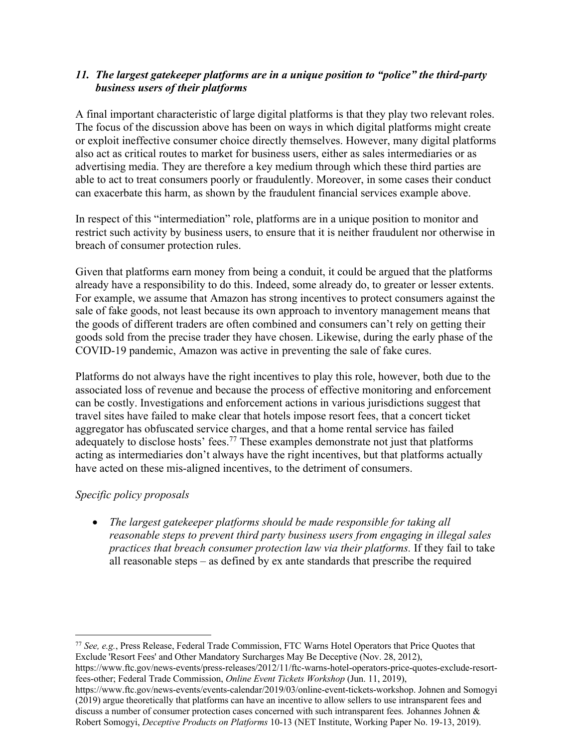### *11. The largest gatekeeper platforms are in a unique position to "police" the third-party business users of their platforms*

A final important characteristic of large digital platforms is that they play two relevant roles. The focus of the discussion above has been on ways in which digital platforms might create or exploit ineffective consumer choice directly themselves. However, many digital platforms also act as critical routes to market for business users, either as sales intermediaries or as advertising media. They are therefore a key medium through which these third parties are able to act to treat consumers poorly or fraudulently. Moreover, in some cases their conduct can exacerbate this harm, as shown by the fraudulent financial services example above.

In respect of this "intermediation" role, platforms are in a unique position to monitor and restrict such activity by business users, to ensure that it is neither fraudulent nor otherwise in breach of consumer protection rules.

Given that platforms earn money from being a conduit, it could be argued that the platforms already have a responsibility to do this. Indeed, some already do, to greater or lesser extents. For example, we assume that Amazon has strong incentives to protect consumers against the sale of fake goods, not least because its own approach to inventory management means that the goods of different traders are often combined and consumers can't rely on getting their goods sold from the precise trader they have chosen. Likewise, during the early phase of the COVID-19 pandemic, Amazon was active in preventing the sale of fake cures.

Platforms do not always have the right incentives to play this role, however, both due to the associated loss of revenue and because the process of effective monitoring and enforcement can be costly. Investigations and enforcement actions in various jurisdictions suggest that travel sites have failed to make clear that hotels impose resort fees, that a concert ticket aggregator has obfuscated service charges, and that a home rental service has failed adequately to disclose hosts' fees.[77] These examples demonstrate not just that platforms acting as intermediaries don't always have the right incentives, but that platforms actually have acted on these mis-aligned incentives, to the detriment of consumers.

*Specific policy proposals*

- *The largest gatekeeper platforms should be made responsible for taking all reasonable steps to prevent third party business users from engaging in illegal sales practices that breach consumer protection law via their platforms.* If they fail to take all reasonable steps – as defined by ex ante standards that prescribe the required

---

[77] *See, e.g.*, Press Release, Federal Trade Commission, FTC Warns Hotel Operators that Price Quotes that Exclude 'Resort Fees' and Other Mandatory Surcharges May Be Deceptive (Nov. 28, 2012), https://www.ftc.gov/news-events/press-releases/2012/11/ftc-warns-hotel-operators-price-quotes-exclude-resort-fees-other; Federal Trade Commission, *Online Event Tickets Workshop* (Jun. 11, 2019), https://www.ftc.gov/news-events/events-calendar/2019/03/online-event-tickets-workshop. Johnen and Somogyi (2019) argue theoretically that platforms can have an incentive to allow sellers to use intransparent fees and discuss a number of consumer protection cases concerned with such intransparent fees*.* Johannes Johnen & Robert Somogyi, *Deceptive Products on Platforms* 10-13 (NET Institute, Working Paper No. 19-13, 2019).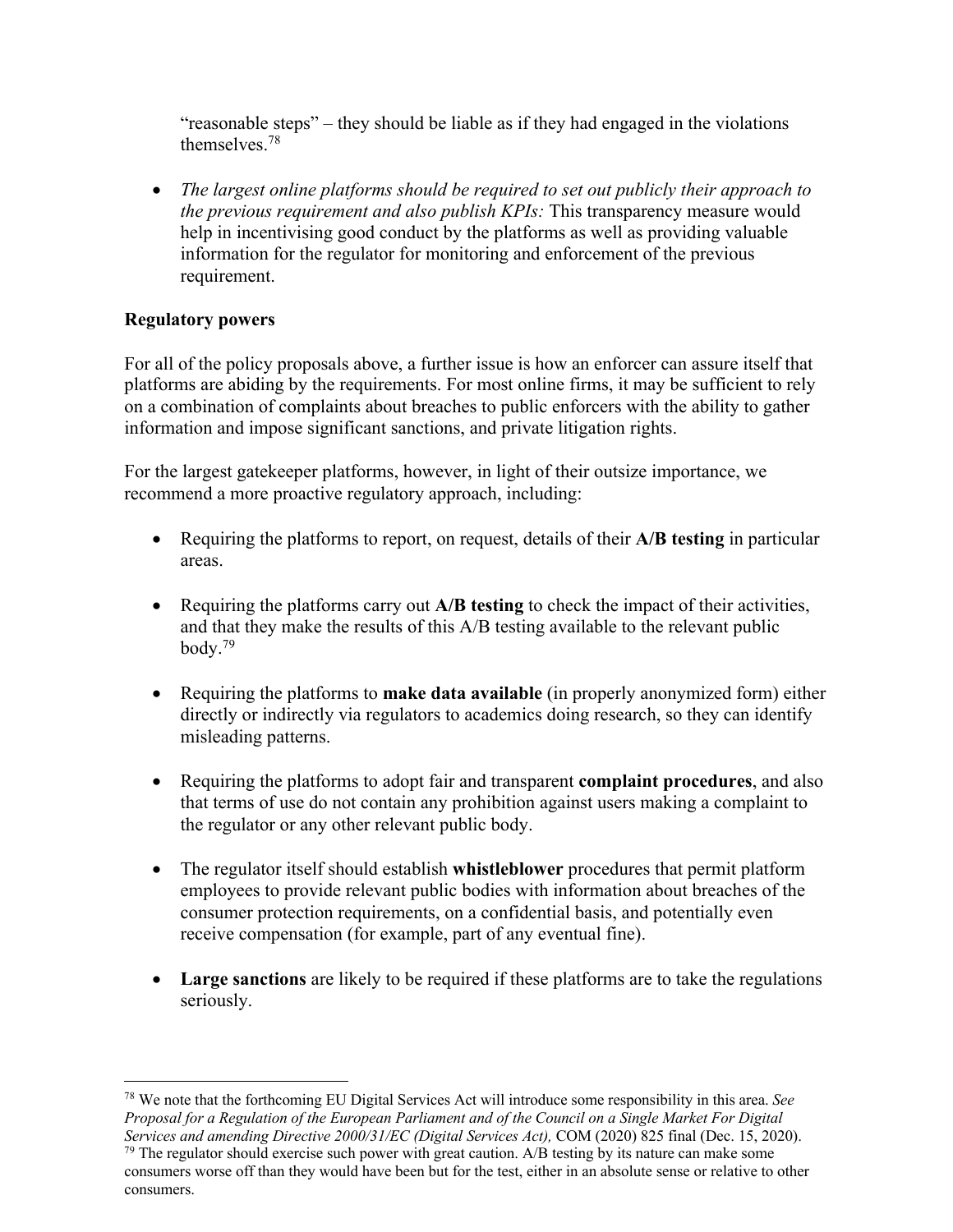"reasonable steps" – they should be liable as if they had engaged in the violations themselves.[78]

- *The largest online platforms should be required to set out publicly their approach to the previous requirement and also publish KPIs:* This transparency measure would help in incentivising good conduct by the platforms as well as providing valuable information for the regulator for monitoring and enforcement of the previous requirement.

**Regulatory powers**

For all of the policy proposals above, a further issue is how an enforcer can assure itself that platforms are abiding by the requirements. For most online firms, it may be sufficient to rely on a combination of complaints about breaches to public enforcers with the ability to gather information and impose significant sanctions, and private litigation rights.

For the largest gatekeeper platforms, however, in light of their outsize importance, we recommend a more proactive regulatory approach, including:

- Requiring the platforms to report, on request, details of their **A/B testing** in particular areas.

- Requiring the platforms carry out **A/B testing** to check the impact of their activities, and that they make the results of this A/B testing available to the relevant public body.[79]

- Requiring the platforms to **make data available** (in properly anonymized form) either directly or indirectly via regulators to academics doing research, so they can identify misleading patterns.

- Requiring the platforms to adopt fair and transparent **complaint procedures**, and also that terms of use do not contain any prohibition against users making a complaint to the regulator or any other relevant public body.

- The regulator itself should establish **whistleblower** procedures that permit platform employees to provide relevant public bodies with information about breaches of the consumer protection requirements, on a confidential basis, and potentially even receive compensation (for example, part of any eventual fine).

- **Large sanctions** are likely to be required if these platforms are to take the regulations seriously.

---

[78] We note that the forthcoming EU Digital Services Act will introduce some responsibility in this area. *See Proposal for a Regulation of the European Parliament and of the Council on a Single Market For Digital Services and amending Directive 2000/31/EC (Digital Services Act),* COM (2020) 825 final (Dec. 15, 2020).

[79] The regulator should exercise such power with great caution. A/B testing by its nature can make some consumers worse off than they would have been but for the test, either in an absolute sense or relative to other consumers.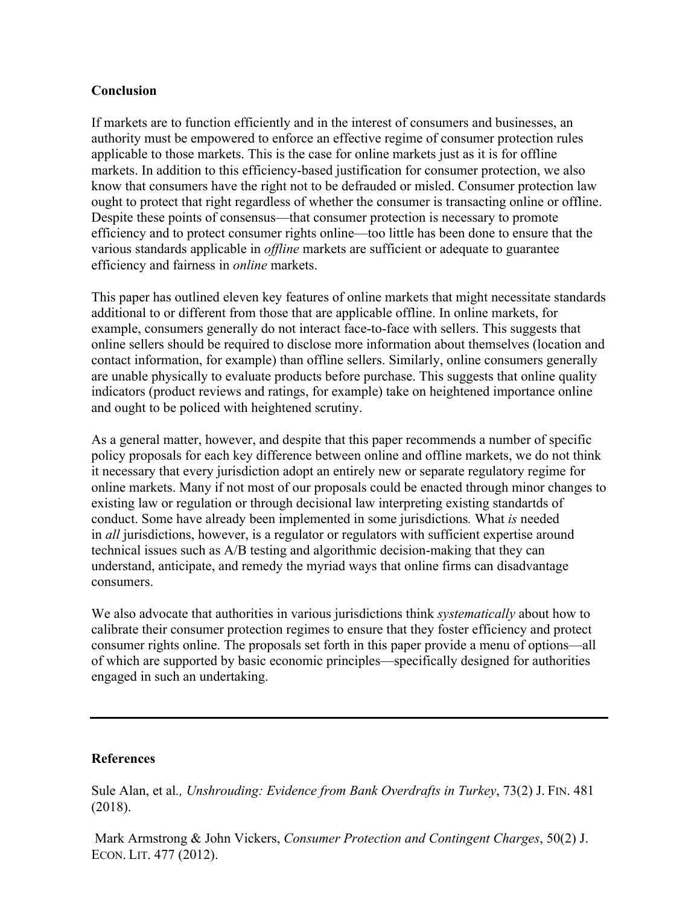**Conclusion**

If markets are to function efficiently and in the interest of consumers and businesses, an authority must be empowered to enforce an effective regime of consumer protection rules applicable to those markets. This is the case for online markets just as it is for offline markets. In addition to this efficiency-based justification for consumer protection, we also know that consumers have the right not to be defrauded or misled. Consumer protection law ought to protect that right regardless of whether the consumer is transacting online or offline. Despite these points of consensus—that consumer protection is necessary to promote efficiency and to protect consumer rights online—too little has been done to ensure that the various standards applicable in *offline* markets are sufficient or adequate to guarantee efficiency and fairness in *online* markets.

This paper has outlined eleven key features of online markets that might necessitate standards additional to or different from those that are applicable offline. In online markets, for example, consumers generally do not interact face-to-face with sellers. This suggests that online sellers should be required to disclose more information about themselves (location and contact information, for example) than offline sellers. Similarly, online consumers generally are unable physically to evaluate products before purchase. This suggests that online quality indicators (product reviews and ratings, for example) take on heightened importance online and ought to be policed with heightened scrutiny.

As a general matter, however, and despite that this paper recommends a number of specific policy proposals for each key difference between online and offline markets, we do not think it necessary that every jurisdiction adopt an entirely new or separate regulatory regime for online markets. Many if not most of our proposals could be enacted through minor changes to existing law or regulation or through decisional law interpreting existing standartds of conduct. Some have already been implemented in some jurisdictions. What *is* needed in *all* jurisdictions, however, is a regulator or regulators with sufficient expertise around technical issues such as A/B testing and algorithmic decision-making that they can understand, anticipate, and remedy the myriad ways that online firms can disadvantage consumers.

We also advocate that authorities in various jurisdictions think *systematically* about how to calibrate their consumer protection regimes to ensure that they foster efficiency and protect consumer rights online. The proposals set forth in this paper provide a menu of options—all of which are supported by basic economic principles—specifically designed for authorities engaged in such an undertaking.

---

**References**

Sule Alan, et al., *Unshrouding: Evidence from Bank Overdrafts in Turkey*, 73(2) J. FIN. 481 (2018).

Mark Armstrong & John Vickers, *Consumer Protection and Contingent Charges*, 50(2) J. ECON. LIT. 477 (2012).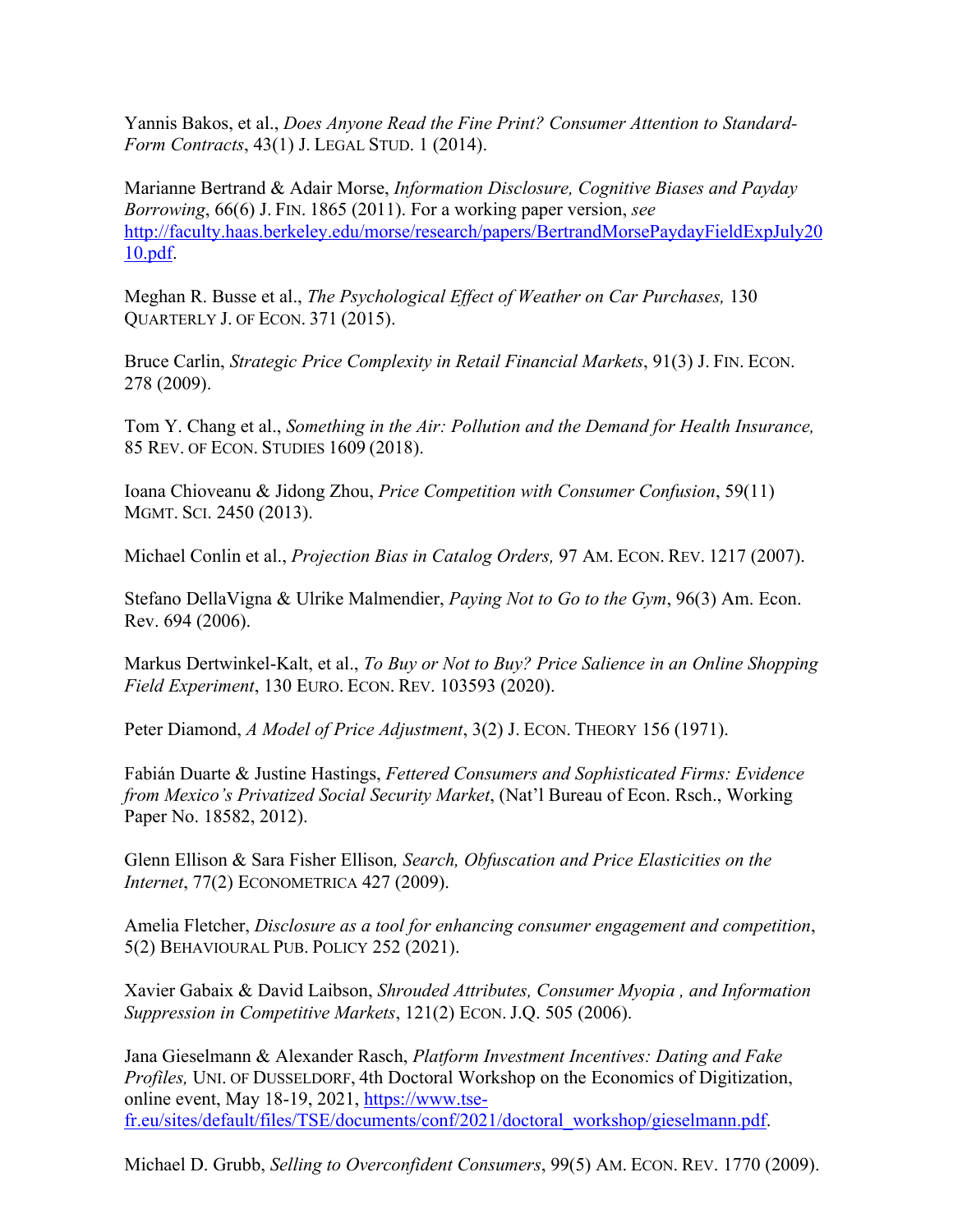Yannis Bakos, et al., *Does Anyone Read the Fine Print? Consumer Attention to Standard-Form Contracts*, 43(1) J. LEGAL STUD. 1 (2014).

Marianne Bertrand & Adair Morse, *Information Disclosure, Cognitive Biases and Payday Borrowing*, 66(6) J. FIN. 1865 (2011). For a working paper version, *see* http://faculty.haas.berkeley.edu/morse/research/papers/BertrandMorsePaydayFieldExpJuly2010.pdf.

Meghan R. Busse et al., *The Psychological Effect of Weather on Car Purchases,* 130 QUARTERLY J. OF ECON. 371 (2015).

Bruce Carlin, *Strategic Price Complexity in Retail Financial Markets*, 91(3) J. FIN. ECON. 278 (2009).

Tom Y. Chang et al., *Something in the Air: Pollution and the Demand for Health Insurance,* 85 REV. OF ECON. STUDIES 1609 (2018).

Ioana Chioveanu & Jidong Zhou, *Price Competition with Consumer Confusion*, 59(11) MGMT. SCI. 2450 (2013).

Michael Conlin et al., *Projection Bias in Catalog Orders,* 97 AM. ECON. REV. 1217 (2007).

Stefano DellaVigna & Ulrike Malmendier, *Paying Not to Go to the Gym*, 96(3) Am. Econ. Rev. 694 (2006).

Markus Dertwinkel-Kalt, et al., *To Buy or Not to Buy? Price Salience in an Online Shopping Field Experiment*, 130 EURO. ECON. REV. 103593 (2020).

Peter Diamond, *A Model of Price Adjustment*, 3(2) J. ECON. THEORY 156 (1971).

Fabián Duarte & Justine Hastings, *Fettered Consumers and Sophisticated Firms: Evidence from Mexico's Privatized Social Security Market*, (Nat'l Bureau of Econ. Rsch., Working Paper No. 18582, 2012).

Glenn Ellison & Sara Fisher Ellison*, Search, Obfuscation and Price Elasticities on the Internet*, 77(2) ECONOMETRICA 427 (2009).

Amelia Fletcher, *Disclosure as a tool for enhancing consumer engagement and competition*, 5(2) BEHAVIOURAL PUB. POLICY 252 (2021).

Xavier Gabaix & David Laibson, *Shrouded Attributes, Consumer Myopia , and Information Suppression in Competitive Markets*, 121(2) ECON. J.Q. 505 (2006).

Jana Gieselmann & Alexander Rasch, *Platform Investment Incentives: Dating and Fake Profiles,* UNI. OF DUSSELDORF, 4th Doctoral Workshop on the Economics of Digitization, online event, May 18-19, 2021, https://www.tse-fr.eu/sites/default/files/TSE/documents/conf/2021/doctoral_workshop/gieselmann.pdf.

Michael D. Grubb, *Selling to Overconfident Consumers*, 99(5) AM. ECON. REV. 1770 (2009).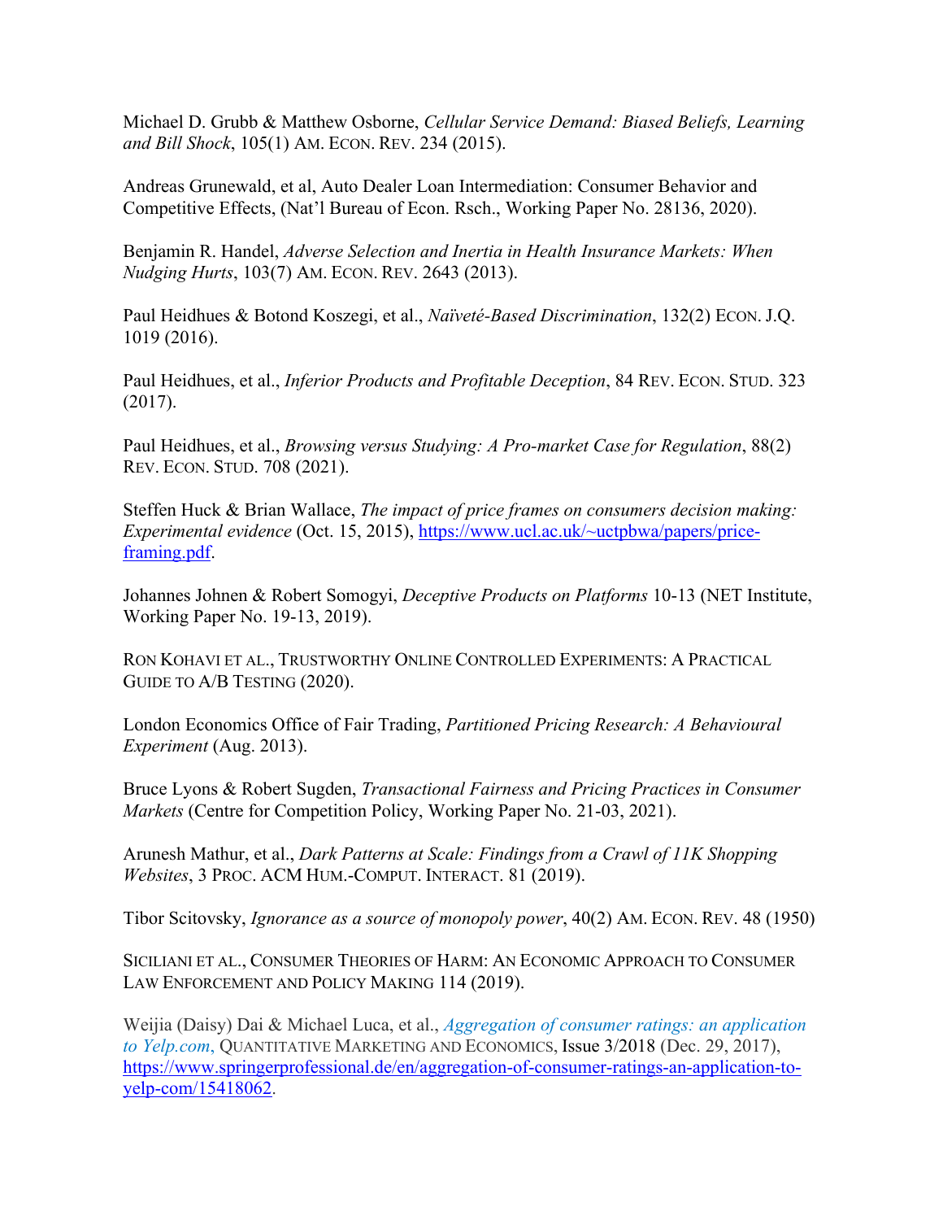Michael D. Grubb & Matthew Osborne, *Cellular Service Demand: Biased Beliefs, Learning and Bill Shock*, 105(1) AM. ECON. REV. 234 (2015).

Andreas Grunewald, et al, Auto Dealer Loan Intermediation: Consumer Behavior and Competitive Effects, (Nat'l Bureau of Econ. Rsch., Working Paper No. 28136, 2020).

Benjamin R. Handel, *Adverse Selection and Inertia in Health Insurance Markets: When Nudging Hurts*, 103(7) AM. ECON. REV. 2643 (2013).

Paul Heidhues & Botond Koszegi, et al., *Naïveté-Based Discrimination*, 132(2) ECON. J.Q. 1019 (2016).

Paul Heidhues, et al., *Inferior Products and Profitable Deception*, 84 REV. ECON. STUD. 323 (2017).

Paul Heidhues, et al., *Browsing versus Studying: A Pro-market Case for Regulation*, 88(2) REV. ECON. STUD. 708 (2021).

Steffen Huck & Brian Wallace, *The impact of price frames on consumers decision making: Experimental evidence* (Oct. 15, 2015), https://www.ucl.ac.uk/~uctpbwa/papers/price-framing.pdf.

Johannes Johnen & Robert Somogyi, *Deceptive Products on Platforms* 10-13 (NET Institute, Working Paper No. 19-13, 2019).

RON KOHAVI ET AL., TRUSTWORTHY ONLINE CONTROLLED EXPERIMENTS: A PRACTICAL GUIDE TO A/B TESTING (2020).

London Economics Office of Fair Trading, *Partitioned Pricing Research: A Behavioural Experiment* (Aug. 2013).

Bruce Lyons & Robert Sugden, *Transactional Fairness and Pricing Practices in Consumer Markets* (Centre for Competition Policy, Working Paper No. 21-03, 2021).

Arunesh Mathur, et al., *Dark Patterns at Scale: Findings from a Crawl of 11K Shopping Websites*, 3 PROC. ACM HUM.-COMPUT. INTERACT. 81 (2019).

Tibor Scitovsky, *Ignorance as a source of monopoly power*, 40(2) AM. ECON. REV. 48 (1950)

SICILIANI ET AL., CONSUMER THEORIES OF HARM: AN ECONOMIC APPROACH TO CONSUMER LAW ENFORCEMENT AND POLICY MAKING 114 (2019).

Weijia (Daisy) Dai & Michael Luca, et al., *Aggregation of consumer ratings: an application to Yelp.com,* QUANTITATIVE MARKETING AND ECONOMICS, Issue 3/2018 (Dec. 29, 2017), https://www.springerprofessional.de/en/aggregation-of-consumer-ratings-an-application-to-yelp-com/15418062.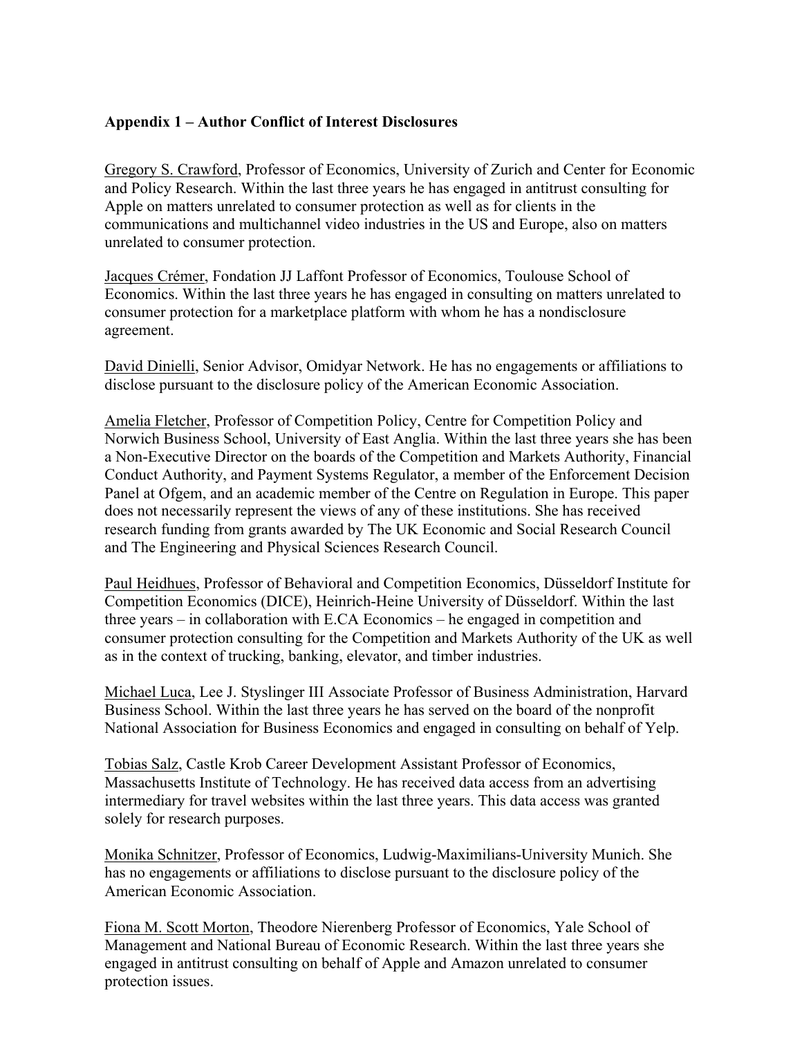**Appendix 1 – Author Conflict of Interest Disclosures**

Gregory S. Crawford, Professor of Economics, University of Zurich and Center for Economic and Policy Research. Within the last three years he has engaged in antitrust consulting for Apple on matters unrelated to consumer protection as well as for clients in the communications and multichannel video industries in the US and Europe, also on matters unrelated to consumer protection.

Jacques Crémer, Fondation JJ Laffont Professor of Economics, Toulouse School of Economics. Within the last three years he has engaged in consulting on matters unrelated to consumer protection for a marketplace platform with whom he has a nondisclosure agreement.

David Dinielli, Senior Advisor, Omidyar Network. He has no engagements or affiliations to disclose pursuant to the disclosure policy of the American Economic Association.

Amelia Fletcher, Professor of Competition Policy, Centre for Competition Policy and Norwich Business School, University of East Anglia. Within the last three years she has been a Non-Executive Director on the boards of the Competition and Markets Authority, Financial Conduct Authority, and Payment Systems Regulator, a member of the Enforcement Decision Panel at Ofgem, and an academic member of the Centre on Regulation in Europe. This paper does not necessarily represent the views of any of these institutions. She has received research funding from grants awarded by The UK Economic and Social Research Council and The Engineering and Physical Sciences Research Council.

Paul Heidhues, Professor of Behavioral and Competition Economics, Düsseldorf Institute for Competition Economics (DICE), Heinrich-Heine University of Düsseldorf. Within the last three years – in collaboration with E.CA Economics – he engaged in competition and consumer protection consulting for the Competition and Markets Authority of the UK as well as in the context of trucking, banking, elevator, and timber industries.

Michael Luca, Lee J. Styslinger III Associate Professor of Business Administration, Harvard Business School. Within the last three years he has served on the board of the nonprofit National Association for Business Economics and engaged in consulting on behalf of Yelp.

Tobias Salz, Castle Krob Career Development Assistant Professor of Economics, Massachusetts Institute of Technology. He has received data access from an advertising intermediary for travel websites within the last three years. This data access was granted solely for research purposes.

Monika Schnitzer, Professor of Economics, Ludwig-Maximilians-University Munich. She has no engagements or affiliations to disclose pursuant to the disclosure policy of the American Economic Association.

Fiona M. Scott Morton, Theodore Nierenberg Professor of Economics, Yale School of Management and National Bureau of Economic Research. Within the last three years she engaged in antitrust consulting on behalf of Apple and Amazon unrelated to consumer protection issues.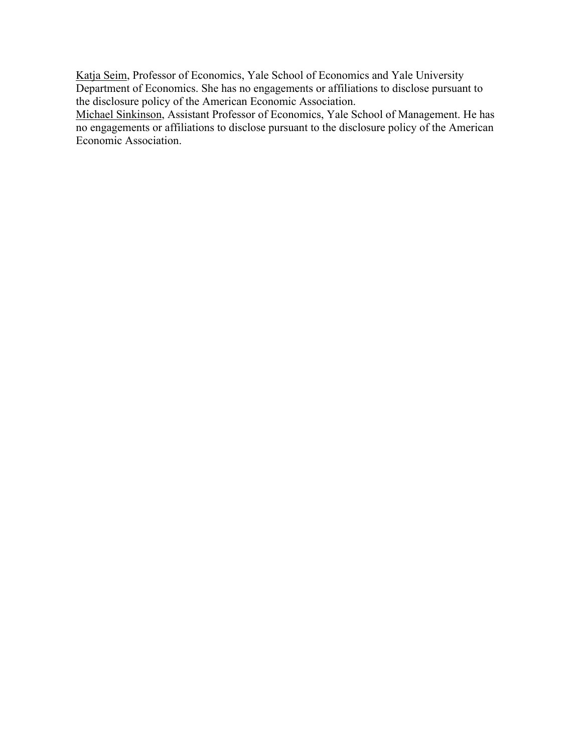Katja Seim, Professor of Economics, Yale School of Economics and Yale University Department of Economics. She has no engagements or affiliations to disclose pursuant to the disclosure policy of the American Economic Association.

Michael Sinkinson, Assistant Professor of Economics, Yale School of Management. He has no engagements or affiliations to disclose pursuant to the disclosure policy of the American Economic Association.